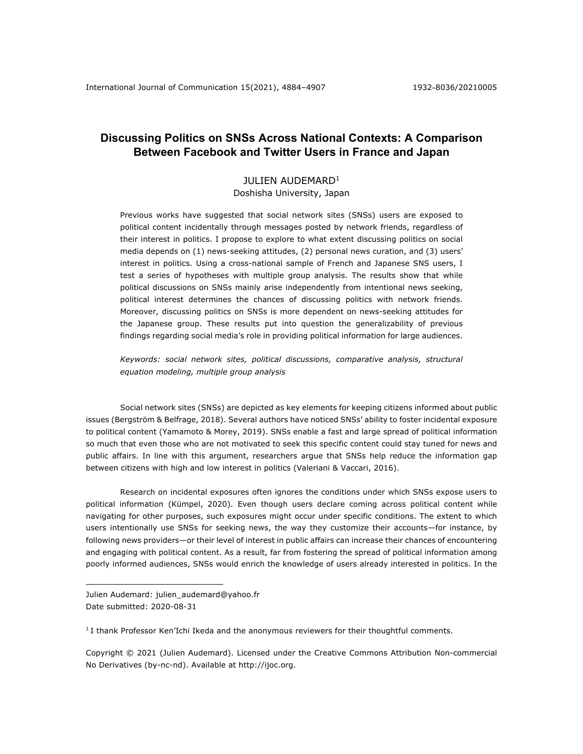# Discussing Politics on SNSs Across National Contexts: A Comparison Between Facebook and Twitter Users in France and Japan

JULIEN AUDEMARD[1]
Doshisha University, Japan

Previous works have suggested that social network sites (SNSs) users are exposed to political content incidentally through messages posted by network friends, regardless of their interest in politics. I propose to explore to what extent discussing politics on social media depends on (1) news-seeking attitudes, (2) personal news curation, and (3) users' interest in politics. Using a cross-national sample of French and Japanese SNS users, I test a series of hypotheses with multiple group analysis. The results show that while political discussions on SNSs mainly arise independently from intentional news seeking, political interest determines the chances of discussing politics with network friends. Moreover, discussing politics on SNSs is more dependent on news-seeking attitudes for the Japanese group. These results put into question the generalizability of previous findings regarding social media's role in providing political information for large audiences.

*Keywords: social network sites, political discussions, comparative analysis, structural equation modeling, multiple group analysis*

Social network sites (SNSs) are depicted as key elements for keeping citizens informed about public issues (Bergström & Belfrage, 2018). Several authors have noticed SNSs' ability to foster incidental exposure to political content (Yamamoto & Morey, 2019). SNSs enable a fast and large spread of political information so much that even those who are not motivated to seek this specific content could stay tuned for news and public affairs. In line with this argument, researchers argue that SNSs help reduce the information gap between citizens with high and low interest in politics (Valeriani & Vaccari, 2016).

Research on incidental exposures often ignores the conditions under which SNSs expose users to political information (Kümpel, 2020). Even though users declare coming across political content while navigating for other purposes, such exposures might occur under specific conditions. The extent to which users intentionally use SNSs for seeking news, the way they customize their accounts—for instance, by following news providers—or their level of interest in public affairs can increase their chances of encountering and engaging with political content. As a result, far from fostering the spread of political information among poorly informed audiences, SNSs would enrich the knowledge of users already interested in politics. In the

Julien Audemard: julien_audemard@yahoo.fr
Date submitted: 2020-08-31

[1] I thank Professor Ken'Ichi Ikeda and the anonymous reviewers for their thoughtful comments.

Copyright © 2021 (Julien Audemard). Licensed under the Creative Commons Attribution Non-commercial No Derivatives (by-nc-nd). Available at http://ijoc.org.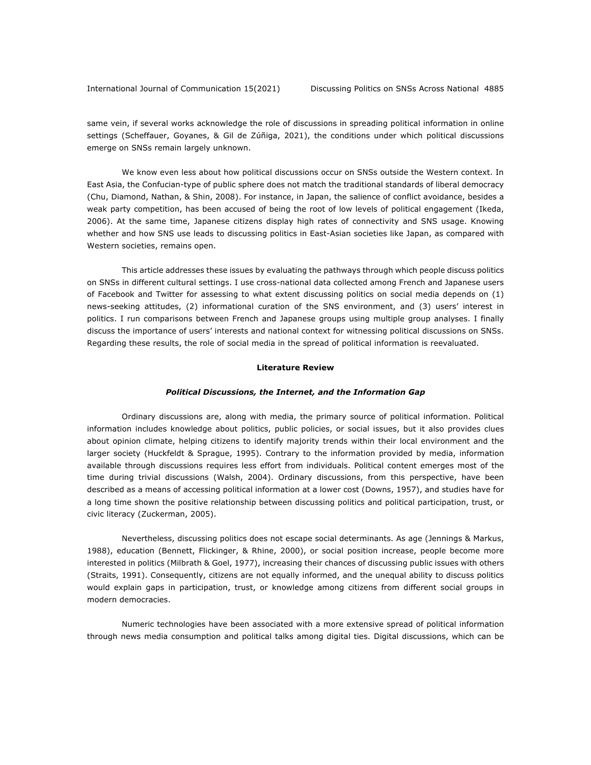same vein, if several works acknowledge the role of discussions in spreading political information in online settings (Scheffauer, Goyanes, & Gil de Zúñiga, 2021), the conditions under which political discussions emerge on SNSs remain largely unknown.

We know even less about how political discussions occur on SNSs outside the Western context. In East Asia, the Confucian-type of public sphere does not match the traditional standards of liberal democracy (Chu, Diamond, Nathan, & Shin, 2008). For instance, in Japan, the salience of conflict avoidance, besides a weak party competition, has been accused of being the root of low levels of political engagement (Ikeda, 2006). At the same time, Japanese citizens display high rates of connectivity and SNS usage. Knowing whether and how SNS use leads to discussing politics in East-Asian societies like Japan, as compared with Western societies, remains open.

This article addresses these issues by evaluating the pathways through which people discuss politics on SNSs in different cultural settings. I use cross-national data collected among French and Japanese users of Facebook and Twitter for assessing to what extent discussing politics on social media depends on (1) news-seeking attitudes, (2) informational curation of the SNS environment, and (3) users' interest in politics. I run comparisons between French and Japanese groups using multiple group analyses. I finally discuss the importance of users' interests and national context for witnessing political discussions on SNSs. Regarding these results, the role of social media in the spread of political information is reevaluated.

## Literature Review

### *Political Discussions, the Internet, and the Information Gap*

Ordinary discussions are, along with media, the primary source of political information. Political information includes knowledge about politics, public policies, or social issues, but it also provides clues about opinion climate, helping citizens to identify majority trends within their local environment and the larger society (Huckfeldt & Sprague, 1995). Contrary to the information provided by media, information available through discussions requires less effort from individuals. Political content emerges most of the time during trivial discussions (Walsh, 2004). Ordinary discussions, from this perspective, have been described as a means of accessing political information at a lower cost (Downs, 1957), and studies have for a long time shown the positive relationship between discussing politics and political participation, trust, or civic literacy (Zuckerman, 2005).

Nevertheless, discussing politics does not escape social determinants. As age (Jennings & Markus, 1988), education (Bennett, Flickinger, & Rhine, 2000), or social position increase, people become more interested in politics (Milbrath & Goel, 1977), increasing their chances of discussing public issues with others (Straits, 1991). Consequently, citizens are not equally informed, and the unequal ability to discuss politics would explain gaps in participation, trust, or knowledge among citizens from different social groups in modern democracies.

Numeric technologies have been associated with a more extensive spread of political information through news media consumption and political talks among digital ties. Digital discussions, which can be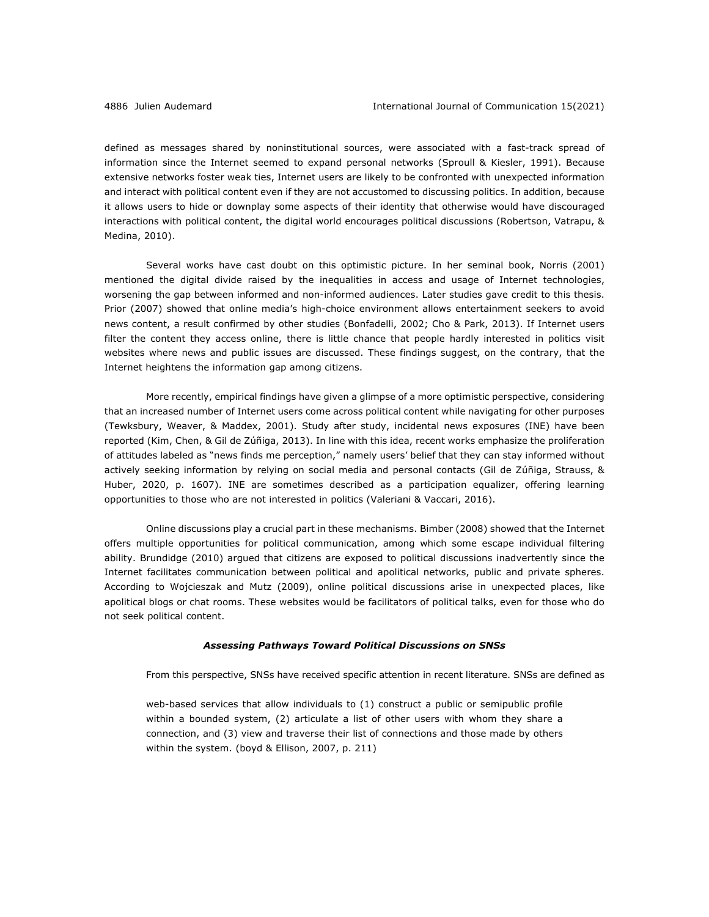defined as messages shared by noninstitutional sources, were associated with a fast-track spread of information since the Internet seemed to expand personal networks (Sproull & Kiesler, 1991). Because extensive networks foster weak ties, Internet users are likely to be confronted with unexpected information and interact with political content even if they are not accustomed to discussing politics. In addition, because it allows users to hide or downplay some aspects of their identity that otherwise would have discouraged interactions with political content, the digital world encourages political discussions (Robertson, Vatrapu, & Medina, 2010).

Several works have cast doubt on this optimistic picture. In her seminal book, Norris (2001) mentioned the digital divide raised by the inequalities in access and usage of Internet technologies, worsening the gap between informed and non-informed audiences. Later studies gave credit to this thesis. Prior (2007) showed that online media's high-choice environment allows entertainment seekers to avoid news content, a result confirmed by other studies (Bonfadelli, 2002; Cho & Park, 2013). If Internet users filter the content they access online, there is little chance that people hardly interested in politics visit websites where news and public issues are discussed. These findings suggest, on the contrary, that the Internet heightens the information gap among citizens.

More recently, empirical findings have given a glimpse of a more optimistic perspective, considering that an increased number of Internet users come across political content while navigating for other purposes (Tewksbury, Weaver, & Maddex, 2001). Study after study, incidental news exposures (INE) have been reported (Kim, Chen, & Gil de Zúñiga, 2013). In line with this idea, recent works emphasize the proliferation of attitudes labeled as "news finds me perception," namely users' belief that they can stay informed without actively seeking information by relying on social media and personal contacts (Gil de Zúñiga, Strauss, & Huber, 2020, p. 1607). INE are sometimes described as a participation equalizer, offering learning opportunities to those who are not interested in politics (Valeriani & Vaccari, 2016).

Online discussions play a crucial part in these mechanisms. Bimber (2008) showed that the Internet offers multiple opportunities for political communication, among which some escape individual filtering ability. Brundidge (2010) argued that citizens are exposed to political discussions inadvertently since the Internet facilitates communication between political and apolitical networks, public and private spheres. According to Wojcieszak and Mutz (2009), online political discussions arise in unexpected places, like apolitical blogs or chat rooms. These websites would be facilitators of political talks, even for those who do not seek political content.

### *Assessing Pathways Toward Political Discussions on SNSs*

From this perspective, SNSs have received specific attention in recent literature. SNSs are defined as

> web-based services that allow individuals to (1) construct a public or semipublic profile within a bounded system, (2) articulate a list of other users with whom they share a connection, and (3) view and traverse their list of connections and those made by others within the system. (boyd & Ellison, 2007, p. 211)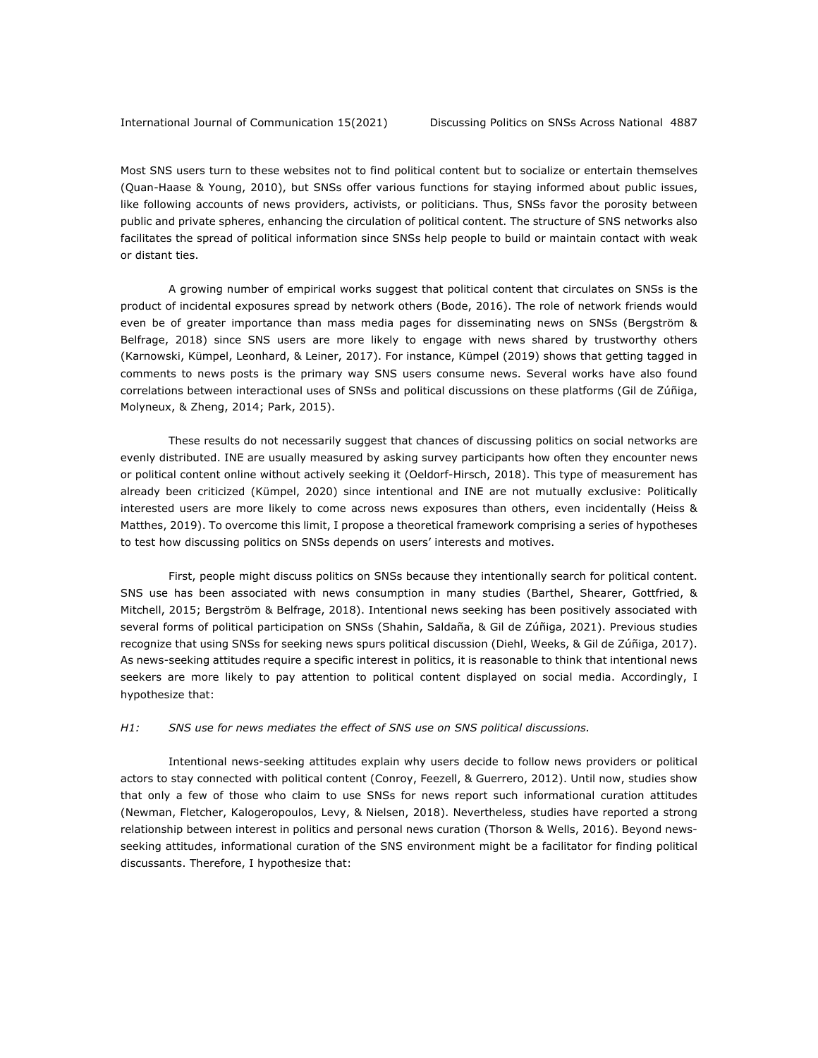Most SNS users turn to these websites not to find political content but to socialize or entertain themselves (Quan-Haase & Young, 2010), but SNSs offer various functions for staying informed about public issues, like following accounts of news providers, activists, or politicians. Thus, SNSs favor the porosity between public and private spheres, enhancing the circulation of political content. The structure of SNS networks also facilitates the spread of political information since SNSs help people to build or maintain contact with weak or distant ties.

A growing number of empirical works suggest that political content that circulates on SNSs is the product of incidental exposures spread by network others (Bode, 2016). The role of network friends would even be of greater importance than mass media pages for disseminating news on SNSs (Bergström & Belfrage, 2018) since SNS users are more likely to engage with news shared by trustworthy others (Karnowski, Kümpel, Leonhard, & Leiner, 2017). For instance, Kümpel (2019) shows that getting tagged in comments to news posts is the primary way SNS users consume news. Several works have also found correlations between interactional uses of SNSs and political discussions on these platforms (Gil de Zúñiga, Molyneux, & Zheng, 2014; Park, 2015).

These results do not necessarily suggest that chances of discussing politics on social networks are evenly distributed. INE are usually measured by asking survey participants how often they encounter news or political content online without actively seeking it (Oeldorf-Hirsch, 2018). This type of measurement has already been criticized (Kümpel, 2020) since intentional and INE are not mutually exclusive: Politically interested users are more likely to come across news exposures than others, even incidentally (Heiss & Matthes, 2019). To overcome this limit, I propose a theoretical framework comprising a series of hypotheses to test how discussing politics on SNSs depends on users' interests and motives.

First, people might discuss politics on SNSs because they intentionally search for political content. SNS use has been associated with news consumption in many studies (Barthel, Shearer, Gottfried, & Mitchell, 2015; Bergström & Belfrage, 2018). Intentional news seeking has been positively associated with several forms of political participation on SNSs (Shahin, Saldaña, & Gil de Zúñiga, 2021). Previous studies recognize that using SNSs for seeking news spurs political discussion (Diehl, Weeks, & Gil de Zúñiga, 2017). As news-seeking attitudes require a specific interest in politics, it is reasonable to think that intentional news seekers are more likely to pay attention to political content displayed on social media. Accordingly, I hypothesize that:

*H1: SNS use for news mediates the effect of SNS use on SNS political discussions.*

Intentional news-seeking attitudes explain why users decide to follow news providers or political actors to stay connected with political content (Conroy, Feezell, & Guerrero, 2012). Until now, studies show that only a few of those who claim to use SNSs for news report such informational curation attitudes (Newman, Fletcher, Kalogeropoulos, Levy, & Nielsen, 2018). Nevertheless, studies have reported a strong relationship between interest in politics and personal news curation (Thorson & Wells, 2016). Beyond news-seeking attitudes, informational curation of the SNS environment might be a facilitator for finding political discussants. Therefore, I hypothesize that: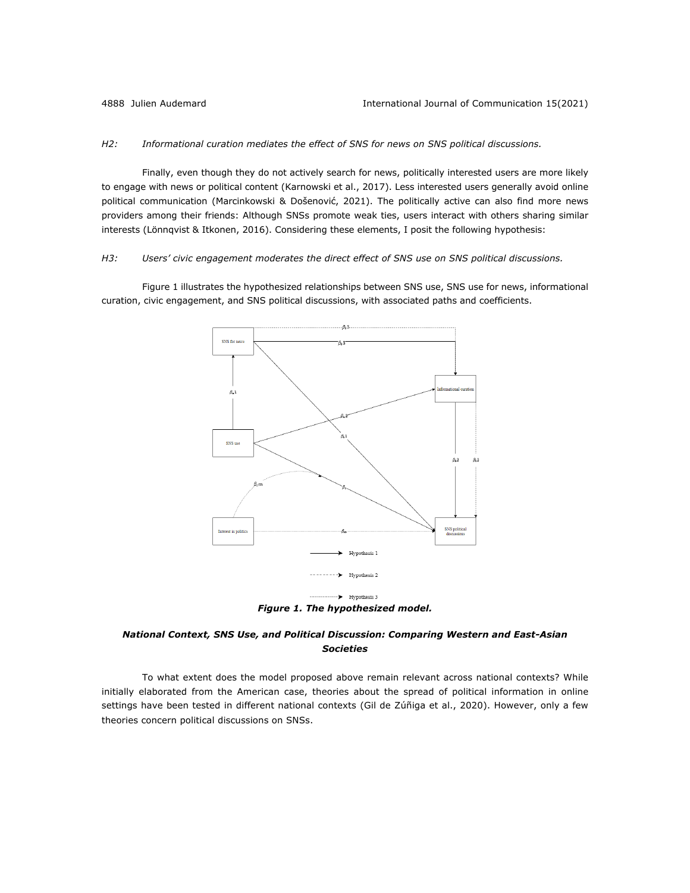*H2: Informational curation mediates the effect of SNS for news on SNS political discussions.*

Finally, even though they do not actively search for news, politically interested users are more likely to engage with news or political content (Karnowski et al., 2017). Less interested users generally avoid online political communication (Marcinkowski & Došenović, 2021). The politically active can also find more news providers among their friends: Although SNSs promote weak ties, users interact with others sharing similar interests (Lönnqvist & Itkonen, 2016). Considering these elements, I posit the following hypothesis:

*H3: Users' civic engagement moderates the direct effect of SNS use on SNS political discussions.*

Figure 1 illustrates the hypothesized relationships between SNS use, SNS use for news, informational curation, civic engagement, and SNS political discussions, with associated paths and coefficients.

***Figure 1. The hypothesized model.***

### *National Context, SNS Use, and Political Discussion: Comparing Western and East-Asian Societies*

To what extent does the model proposed above remain relevant across national contexts? While initially elaborated from the American case, theories about the spread of political information in online settings have been tested in different national contexts (Gil de Zúñiga et al., 2020). However, only a few theories concern political discussions on SNSs.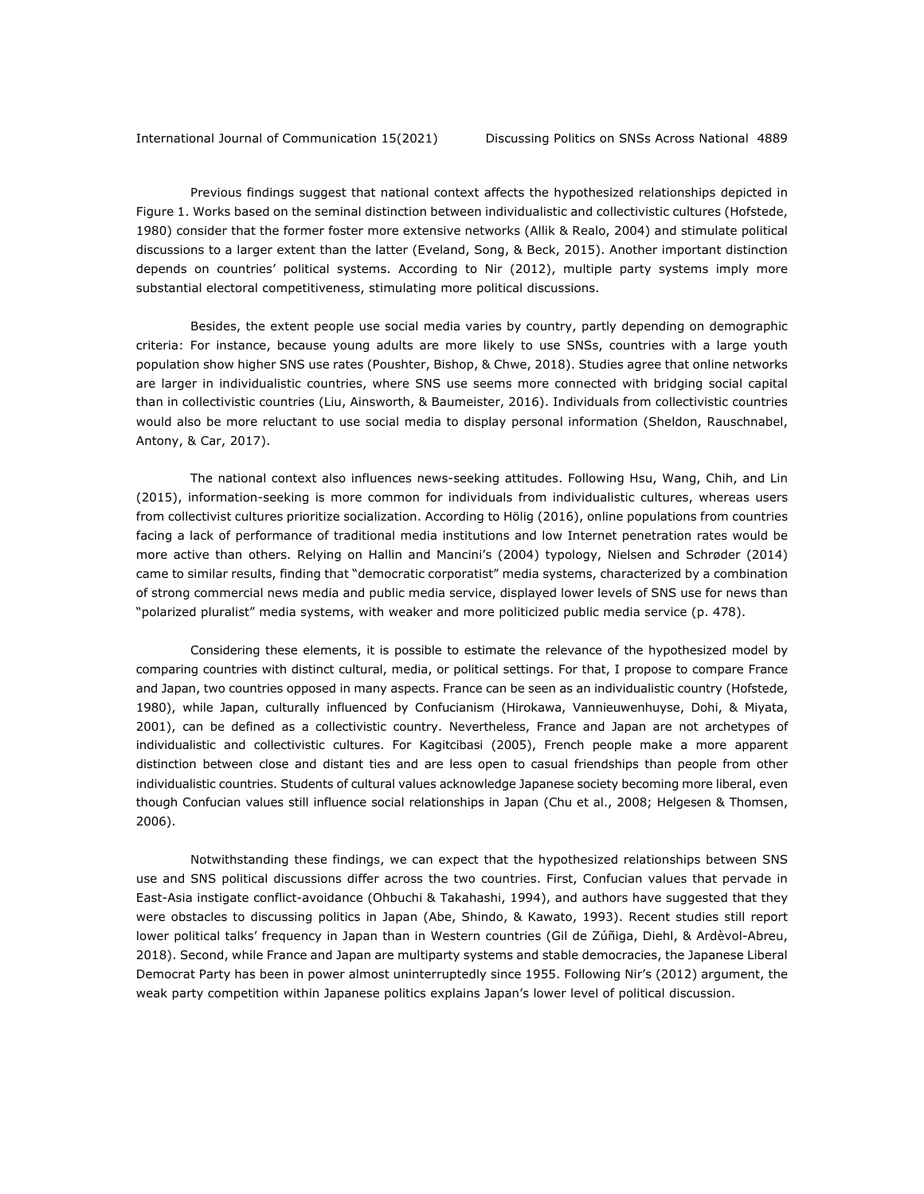Previous findings suggest that national context affects the hypothesized relationships depicted in Figure 1. Works based on the seminal distinction between individualistic and collectivistic cultures (Hofstede, 1980) consider that the former foster more extensive networks (Allik & Realo, 2004) and stimulate political discussions to a larger extent than the latter (Eveland, Song, & Beck, 2015). Another important distinction depends on countries' political systems. According to Nir (2012), multiple party systems imply more substantial electoral competitiveness, stimulating more political discussions.

Besides, the extent people use social media varies by country, partly depending on demographic criteria: For instance, because young adults are more likely to use SNSs, countries with a large youth population show higher SNS use rates (Poushter, Bishop, & Chwe, 2018). Studies agree that online networks are larger in individualistic countries, where SNS use seems more connected with bridging social capital than in collectivistic countries (Liu, Ainsworth, & Baumeister, 2016). Individuals from collectivistic countries would also be more reluctant to use social media to display personal information (Sheldon, Rauschnabel, Antony, & Car, 2017).

The national context also influences news-seeking attitudes. Following Hsu, Wang, Chih, and Lin (2015), information-seeking is more common for individuals from individualistic cultures, whereas users from collectivist cultures prioritize socialization. According to Hölig (2016), online populations from countries facing a lack of performance of traditional media institutions and low Internet penetration rates would be more active than others. Relying on Hallin and Mancini's (2004) typology, Nielsen and Schrøder (2014) came to similar results, finding that "democratic corporatist" media systems, characterized by a combination of strong commercial news media and public media service, displayed lower levels of SNS use for news than "polarized pluralist" media systems, with weaker and more politicized public media service (p. 478).

Considering these elements, it is possible to estimate the relevance of the hypothesized model by comparing countries with distinct cultural, media, or political settings. For that, I propose to compare France and Japan, two countries opposed in many aspects. France can be seen as an individualistic country (Hofstede, 1980), while Japan, culturally influenced by Confucianism (Hirokawa, Vannieuwenhuyse, Dohi, & Miyata, 2001), can be defined as a collectivistic country. Nevertheless, France and Japan are not archetypes of individualistic and collectivistic cultures. For Kagitcibasi (2005), French people make a more apparent distinction between close and distant ties and are less open to casual friendships than people from other individualistic countries. Students of cultural values acknowledge Japanese society becoming more liberal, even though Confucian values still influence social relationships in Japan (Chu et al., 2008; Helgesen & Thomsen, 2006).

Notwithstanding these findings, we can expect that the hypothesized relationships between SNS use and SNS political discussions differ across the two countries. First, Confucian values that pervade in East-Asia instigate conflict-avoidance (Ohbuchi & Takahashi, 1994), and authors have suggested that they were obstacles to discussing politics in Japan (Abe, Shindo, & Kawato, 1993). Recent studies still report lower political talks' frequency in Japan than in Western countries (Gil de Zúñiga, Diehl, & Ardèvol-Abreu, 2018). Second, while France and Japan are multiparty systems and stable democracies, the Japanese Liberal Democrat Party has been in power almost uninterruptedly since 1955. Following Nir's (2012) argument, the weak party competition within Japanese politics explains Japan's lower level of political discussion.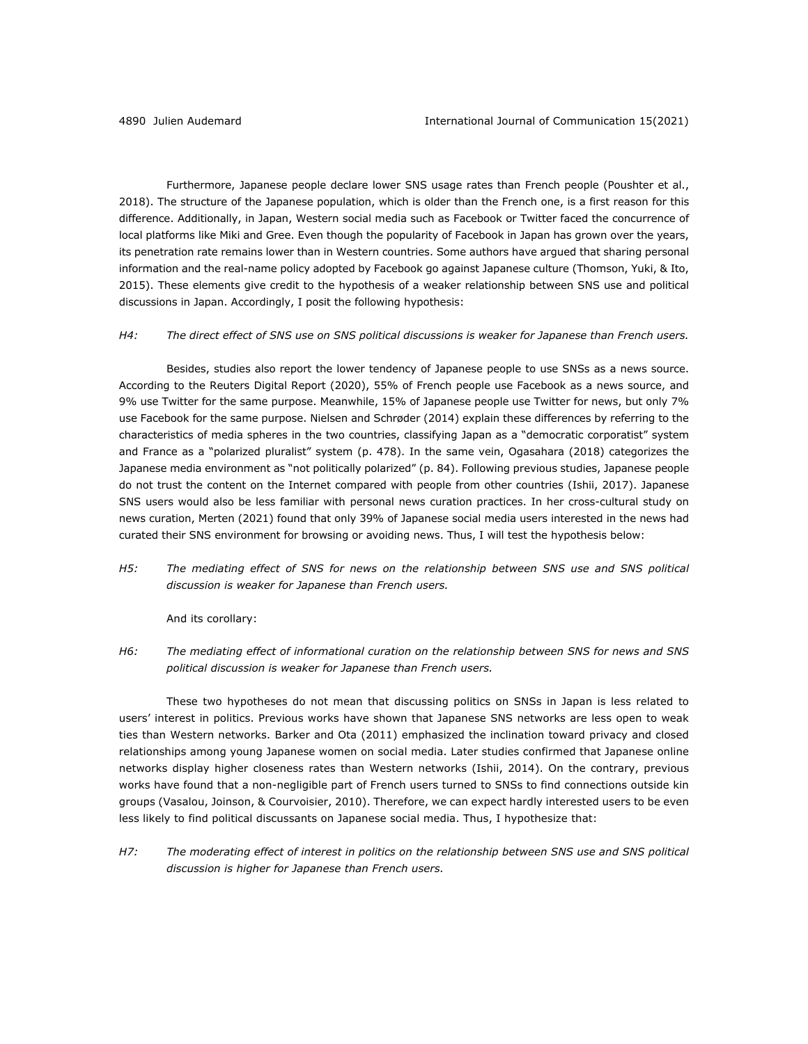Furthermore, Japanese people declare lower SNS usage rates than French people (Poushter et al., 2018). The structure of the Japanese population, which is older than the French one, is a first reason for this difference. Additionally, in Japan, Western social media such as Facebook or Twitter faced the concurrence of local platforms like Miki and Gree. Even though the popularity of Facebook in Japan has grown over the years, its penetration rate remains lower than in Western countries. Some authors have argued that sharing personal information and the real-name policy adopted by Facebook go against Japanese culture (Thomson, Yuki, & Ito, 2015). These elements give credit to the hypothesis of a weaker relationship between SNS use and political discussions in Japan. Accordingly, I posit the following hypothesis:

*H4: The direct effect of SNS use on SNS political discussions is weaker for Japanese than French users.*

Besides, studies also report the lower tendency of Japanese people to use SNSs as a news source. According to the Reuters Digital Report (2020), 55% of French people use Facebook as a news source, and 9% use Twitter for the same purpose. Meanwhile, 15% of Japanese people use Twitter for news, but only 7% use Facebook for the same purpose. Nielsen and Schrøder (2014) explain these differences by referring to the characteristics of media spheres in the two countries, classifying Japan as a "democratic corporatist" system and France as a "polarized pluralist" system (p. 478). In the same vein, Ogasahara (2018) categorizes the Japanese media environment as "not politically polarized" (p. 84). Following previous studies, Japanese people do not trust the content on the Internet compared with people from other countries (Ishii, 2017). Japanese SNS users would also be less familiar with personal news curation practices. In her cross-cultural study on news curation, Merten (2021) found that only 39% of Japanese social media users interested in the news had curated their SNS environment for browsing or avoiding news. Thus, I will test the hypothesis below:

*H5: The mediating effect of SNS for news on the relationship between SNS use and SNS political discussion is weaker for Japanese than French users.*

And its corollary:

*H6: The mediating effect of informational curation on the relationship between SNS for news and SNS political discussion is weaker for Japanese than French users.*

These two hypotheses do not mean that discussing politics on SNSs in Japan is less related to users' interest in politics. Previous works have shown that Japanese SNS networks are less open to weak ties than Western networks. Barker and Ota (2011) emphasized the inclination toward privacy and closed relationships among young Japanese women on social media. Later studies confirmed that Japanese online networks display higher closeness rates than Western networks (Ishii, 2014). On the contrary, previous works have found that a non-negligible part of French users turned to SNSs to find connections outside kin groups (Vasalou, Joinson, & Courvoisier, 2010). Therefore, we can expect hardly interested users to be even less likely to find political discussants on Japanese social media. Thus, I hypothesize that:

*H7: The moderating effect of interest in politics on the relationship between SNS use and SNS political discussion is higher for Japanese than French users.*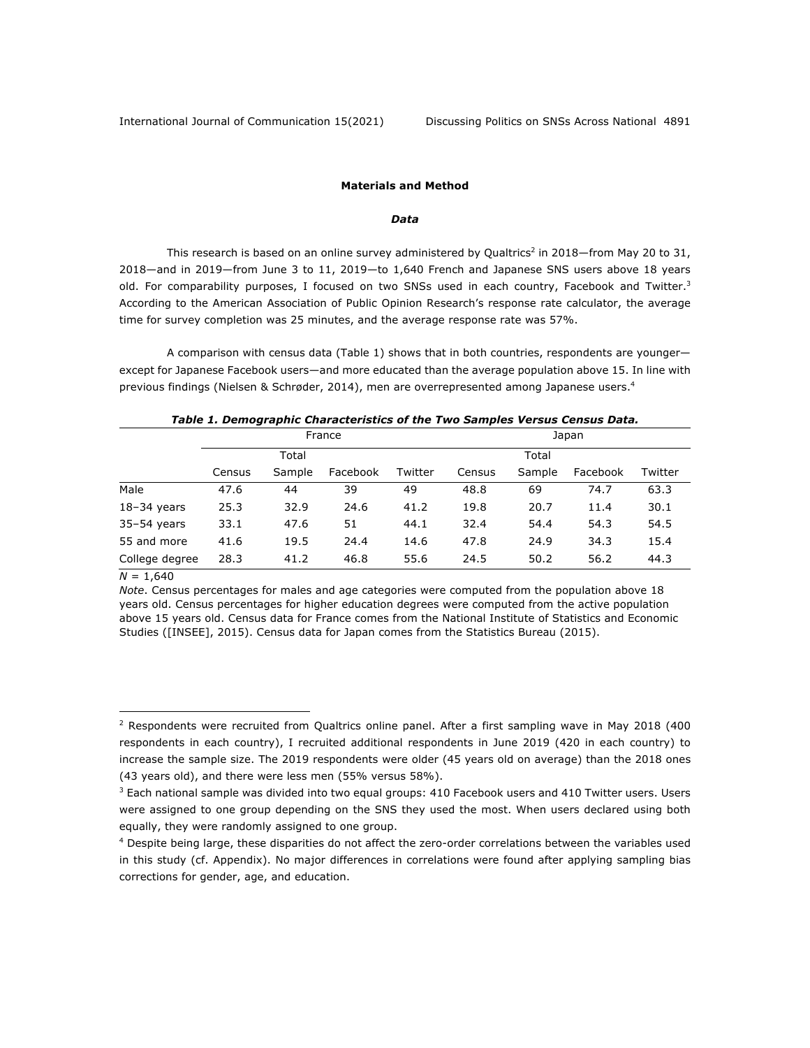## Materials and Method

### *Data*

This research is based on an online survey administered by Qualtrics[2] in 2018—from May 20 to 31, 2018—and in 2019—from June 3 to 11, 2019—to 1,640 French and Japanese SNS users above 18 years old. For comparability purposes, I focused on two SNSs used in each country, Facebook and Twitter.[3] According to the American Association of Public Opinion Research's response rate calculator, the average time for survey completion was 25 minutes, and the average response rate was 57%.

A comparison with census data (Table 1) shows that in both countries, respondents are younger—except for Japanese Facebook users—and more educated than the average population above 15. In line with previous findings (Nielsen & Schrøder, 2014), men are overrepresented among Japanese users.[4]

***Table 1. Demographic Characteristics of the Two Samples Versus Census Data.***

| | France | | | | Japan | | | |
|---|---|---|---|---|---|---|---|---|
| | Census | Total Sample | Facebook | Twitter | Census | Total Sample | Facebook | Twitter |
| Male | 47.6 | 44 | 39 | 49 | 48.8 | 69 | 74.7 | 63.3 |
| 18–34 years | 25.3 | 32.9 | 24.6 | 41.2 | 19.8 | 20.7 | 11.4 | 30.1 |
| 35–54 years | 33.1 | 47.6 | 51 | 44.1 | 32.4 | 54.4 | 54.3 | 54.5 |
| 55 and more | 41.6 | 19.5 | 24.4 | 14.6 | 47.8 | 24.9 | 34.3 | 15.4 |
| College degree | 28.3 | 41.2 | 46.8 | 55.6 | 24.5 | 50.2 | 56.2 | 44.3 |

*N* = 1,640

*Note*. Census percentages for males and age categories were computed from the population above 18 years old. Census percentages for higher education degrees were computed from the active population above 15 years old. Census data for France comes from the National Institute of Statistics and Economic Studies ([INSEE], 2015). Census data for Japan comes from the Statistics Bureau (2015).

---

[2] Respondents were recruited from Qualtrics online panel. After a first sampling wave in May 2018 (400 respondents in each country), I recruited additional respondents in June 2019 (420 in each country) to increase the sample size. The 2019 respondents were older (45 years old on average) than the 2018 ones (43 years old), and there were less men (55% versus 58%).

[3] Each national sample was divided into two equal groups: 410 Facebook users and 410 Twitter users. Users were assigned to one group depending on the SNS they used the most. When users declared using both equally, they were randomly assigned to one group.

[4] Despite being large, these disparities do not affect the zero-order correlations between the variables used in this study (cf. Appendix). No major differences in correlations were found after applying sampling bias corrections for gender, age, and education.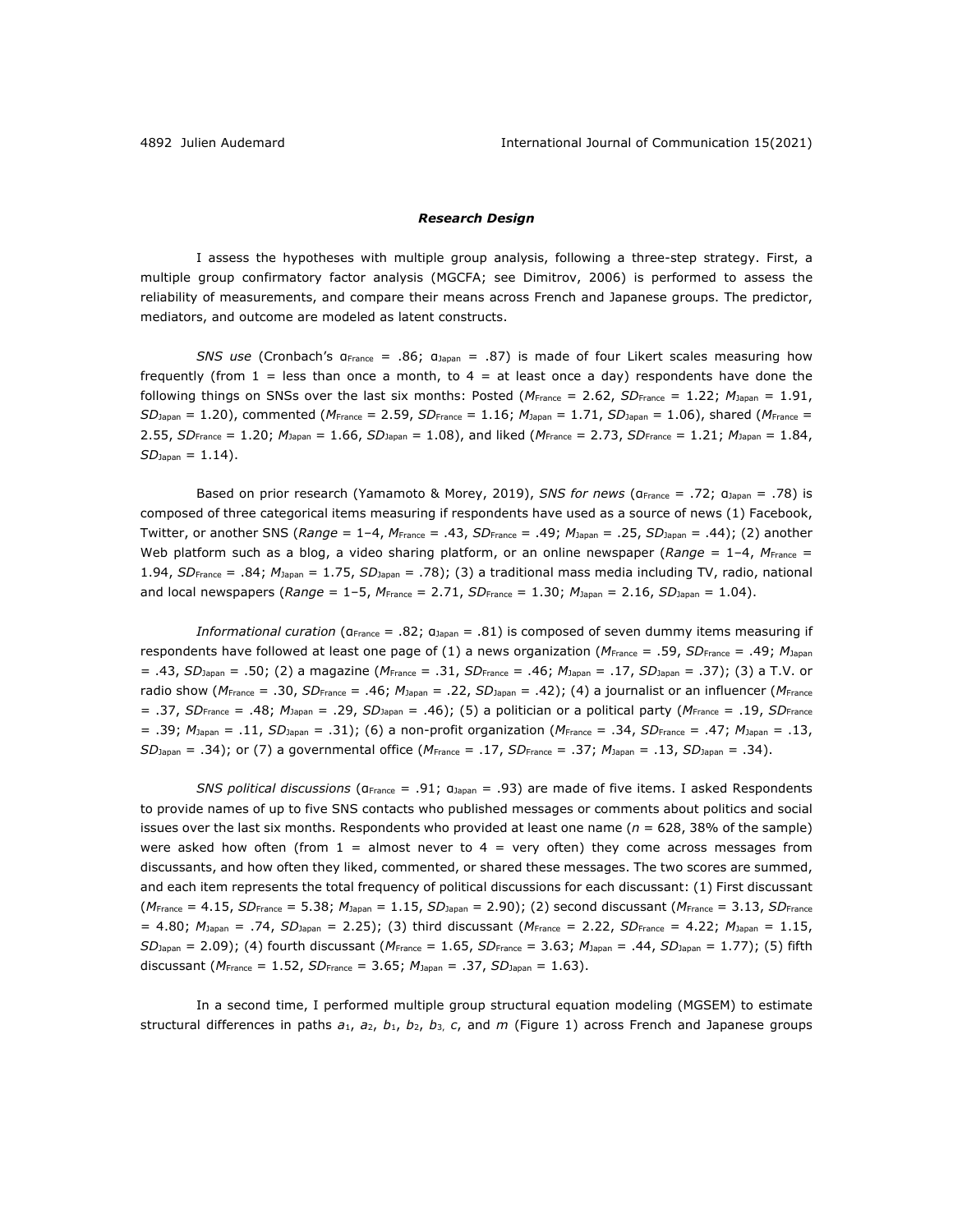### *Research Design*

I assess the hypotheses with multiple group analysis, following a three-step strategy. First, a multiple group confirmatory factor analysis (MGCFA; see Dimitrov, 2006) is performed to assess the reliability of measurements, and compare their means across French and Japanese groups. The predictor, mediators, and outcome are modeled as latent constructs.

*SNS use* (Cronbach's $\alpha_{France} = .86$; $\alpha_{Japan} = .87$) is made of four Likert scales measuring how frequently (from 1 = less than once a month, to 4 = at least once a day) respondents have done the following things on SNSs over the last six months: Posted ($M_{France} = 2.62$, $SD_{France} = 1.22$; $M_{Japan} = 1.91$, $SD_{Japan} = 1.20$), commented ($M_{France} = 2.59$, $SD_{France} = 1.16$; $M_{Japan} = 1.71$, $SD_{Japan} = 1.06$), shared ($M_{France} = 2.55$, $SD_{France} = 1.20$; $M_{Japan} = 1.66$, $SD_{Japan} = 1.08$), and liked ($M_{France} = 2.73$, $SD_{France} = 1.21$; $M_{Japan} = 1.84$, $SD_{Japan} = 1.14$).

Based on prior research (Yamamoto & Morey, 2019), *SNS for news* ($\alpha_{France} = .72$; $\alpha_{Japan} = .78$) is composed of three categorical items measuring if respondents have used as a source of news (1) Facebook, Twitter, or another SNS (*Range* = 1–4, $M_{France} = .43$, $SD_{France} = .49$; $M_{Japan} = .25$, $SD_{Japan} = .44$); (2) another Web platform such as a blog, a video sharing platform, or an online newspaper (*Range* = 1–4, $M_{France} = 1.94$, $SD_{France} = .84$; $M_{Japan} = 1.75$, $SD_{Japan} = .78$); (3) a traditional mass media including TV, radio, national and local newspapers (*Range* = 1–5, $M_{France} = 2.71$, $SD_{France} = 1.30$; $M_{Japan} = 2.16$, $SD_{Japan} = 1.04$).

*Informational curation* ($\alpha_{France} = .82$; $\alpha_{Japan} = .81$) is composed of seven dummy items measuring if respondents have followed at least one page of (1) a news organization ($M_{France} = .59$, $SD_{France} = .49$; $M_{Japan} = .43$, $SD_{Japan} = .50$); (2) a magazine ($M_{France} = .31$, $SD_{France} = .46$; $M_{Japan} = .17$, $SD_{Japan} = .37$); (3) a T.V. or radio show ($M_{France} = .30$, $SD_{France} = .46$; $M_{Japan} = .22$, $SD_{Japan} = .42$); (4) a journalist or an influencer ($M_{France} = .37$, $SD_{France} = .48$; $M_{Japan} = .29$, $SD_{Japan} = .46$); (5) a politician or a political party ($M_{France} = .19$, $SD_{France} = .39$; $M_{Japan} = .11$, $SD_{Japan} = .31$); (6) a non-profit organization ($M_{France} = .34$, $SD_{France} = .47$; $M_{Japan} = .13$, $SD_{Japan} = .34$); or (7) a governmental office ($M_{France} = .17$, $SD_{France} = .37$; $M_{Japan} = .13$, $SD_{Japan} = .34$).

*SNS political discussions* ($\alpha_{France} = .91$; $\alpha_{Japan} = .93$) are made of five items. I asked Respondents to provide names of up to five SNS contacts who published messages or comments about politics and social issues over the last six months. Respondents who provided at least one name ($n = 628$, 38% of the sample) were asked how often (from 1 = almost never to 4 = very often) they come across messages from discussants, and how often they liked, commented, or shared these messages. The two scores are summed, and each item represents the total frequency of political discussions for each discussant: (1) First discussant ($M_{France} = 4.15$, $SD_{France} = 5.38$; $M_{Japan} = 1.15$, $SD_{Japan} = 2.90$); (2) second discussant ($M_{France} = 3.13$, $SD_{France} = 4.80$; $M_{Japan} = .74$, $SD_{Japan} = 2.25$); (3) third discussant ($M_{France} = 2.22$, $SD_{France} = 4.22$; $M_{Japan} = 1.15$, $SD_{Japan} = 2.09$); (4) fourth discussant ($M_{France} = 1.65$, $SD_{France} = 3.63$; $M_{Japan} = .44$, $SD_{Japan} = 1.77$); (5) fifth discussant ($M_{France} = 1.52$, $SD_{France} = 3.65$; $M_{Japan} = .37$, $SD_{Japan} = 1.63$).

In a second time, I performed multiple group structural equation modeling (MGSEM) to estimate structural differences in paths $a_1$, $a_2$, $b_1$, $b_2$, $b_3$, $c$, and $m$ (Figure 1) across French and Japanese groups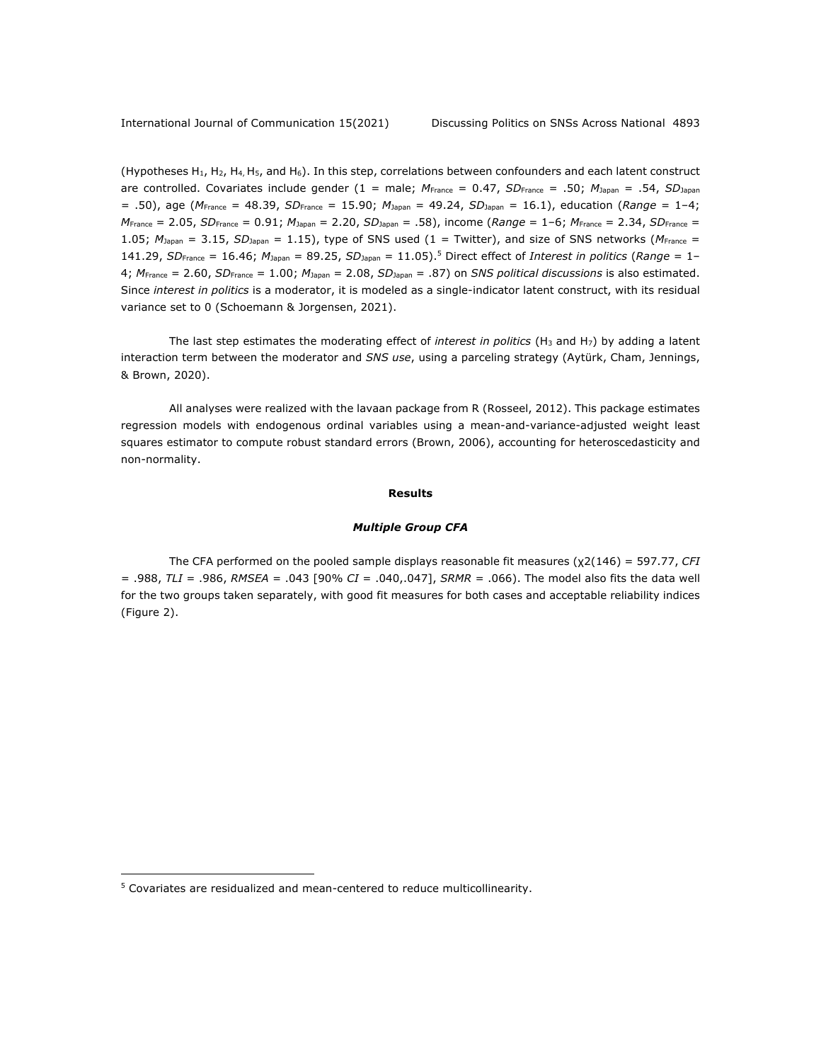(Hypotheses $H_1$, $H_2$, $H_4$, $H_5$, and $H_6$). In this step, correlations between confounders and each latent construct are controlled. Covariates include gender (1 = male; $M_{France}$ = 0.47, $SD_{France}$ = .50; $M_{Japan}$ = .54, $SD_{Japan}$ = .50), age ($M_{France}$ = 48.39, $SD_{France}$ = 15.90; $M_{Japan}$ = 49.24, $SD_{Japan}$ = 16.1), education (*Range* = 1–4; $M_{France}$ = 2.05, $SD_{France}$ = 0.91; $M_{Japan}$ = 2.20, $SD_{Japan}$ = .58), income (*Range* = 1–6; $M_{France}$ = 2.34, $SD_{France}$ = 1.05; $M_{Japan}$ = 3.15, $SD_{Japan}$ = 1.15), type of SNS used (1 = Twitter), and size of SNS networks ($M_{France}$ = 141.29, $SD_{France}$ = 16.46; $M_{Japan}$ = 89.25, $SD_{Japan}$ = 11.05).[5] Direct effect of *Interest in politics* (*Range* = 1–4; $M_{France}$ = 2.60, $SD_{France}$ = 1.00; $M_{Japan}$ = 2.08, $SD_{Japan}$ = .87) on *SNS political discussions* is also estimated. Since *interest in politics* is a moderator, it is modeled as a single-indicator latent construct, with its residual variance set to 0 (Schoemann & Jorgensen, 2021).

The last step estimates the moderating effect of *interest in politics* ($H_3$ and $H_7$) by adding a latent interaction term between the moderator and *SNS use*, using a parceling strategy (Aytürk, Cham, Jennings, & Brown, 2020).

All analyses were realized with the lavaan package from R (Rosseel, 2012). This package estimates regression models with endogenous ordinal variables using a mean-and-variance-adjusted weight least squares estimator to compute robust standard errors (Brown, 2006), accounting for heteroscedasticity and non-normality.

## Results

### *Multiple Group CFA*

The CFA performed on the pooled sample displays reasonable fit measures ($\chi2(146)$ = 597.77, *CFI* = .988, *TLI* = .986, *RMSEA* = .043 [90% *CI* = .040,.047], *SRMR* = .066). The model also fits the data well for the two groups taken separately, with good fit measures for both cases and acceptable reliability indices (Figure 2).

[5] Covariates are residualized and mean-centered to reduce multicollinearity.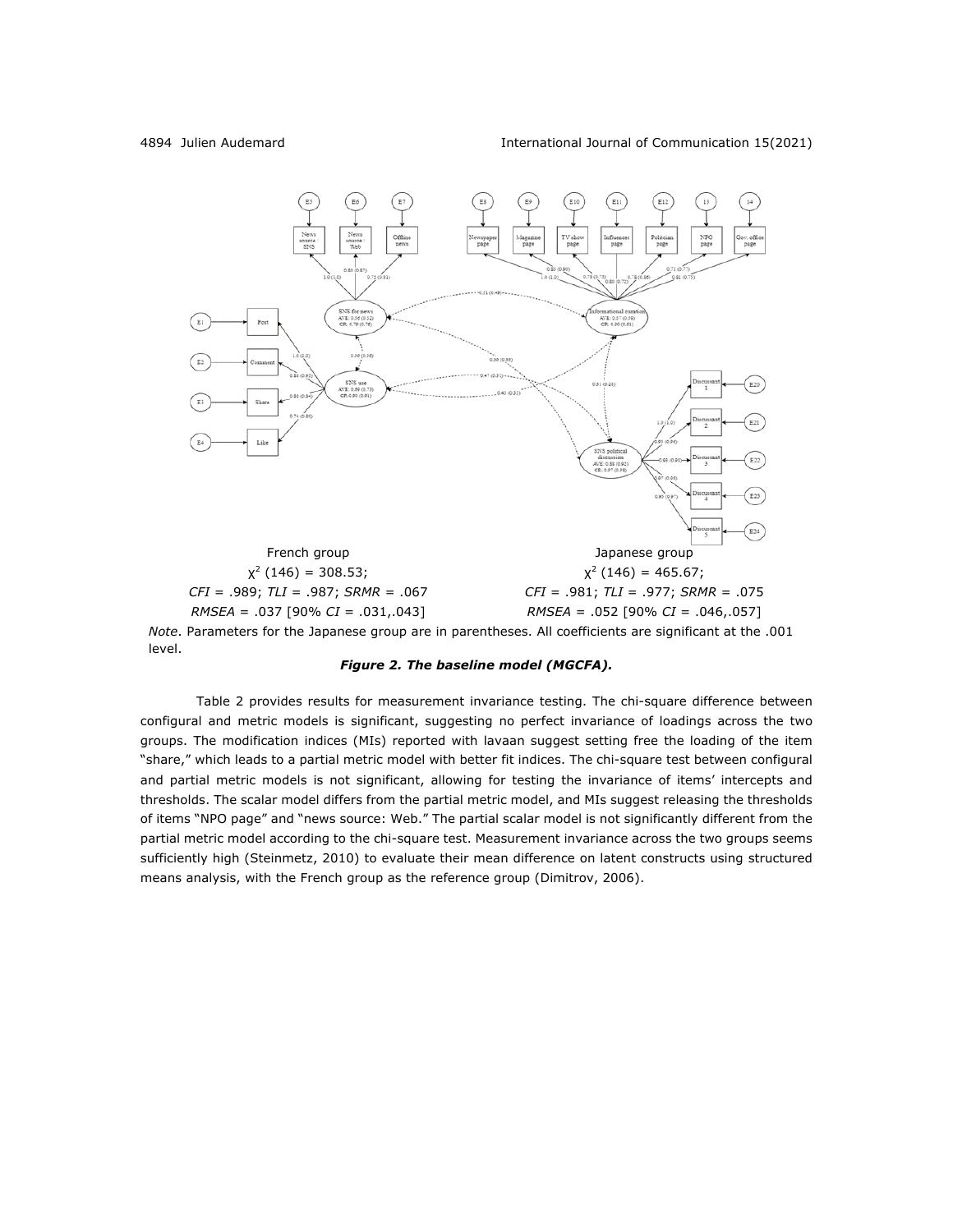French group

$\chi^2$ (146) = 308.53;

*CFI* = .989; *TLI* = .987; *SRMR* = .067

*RMSEA* = .037 [90% *CI* = .031,.043]

Japanese group

$\chi^2$ (146) = 465.67;

*CFI* = .981; *TLI* = .977; *SRMR* = .075

*RMSEA* = .052 [90% *CI* = .046,.057]

*Note*. Parameters for the Japanese group are in parentheses. All coefficients are significant at the .001 level.

***Figure 2. The baseline model (MGCFA).***

Table 2 provides results for measurement invariance testing. The chi-square difference between configural and metric models is significant, suggesting no perfect invariance of loadings across the two groups. The modification indices (MIs) reported with lavaan suggest setting free the loading of the item "share," which leads to a partial metric model with better fit indices. The chi-square test between configural and partial metric models is not significant, allowing for testing the invariance of items' intercepts and thresholds. The scalar model differs from the partial metric model, and MIs suggest releasing the thresholds of items "NPO page" and "news source: Web." The partial scalar model is not significantly different from the partial metric model according to the chi-square test. Measurement invariance across the two groups seems sufficiently high (Steinmetz, 2010) to evaluate their mean difference on latent constructs using structured means analysis, with the French group as the reference group (Dimitrov, 2006).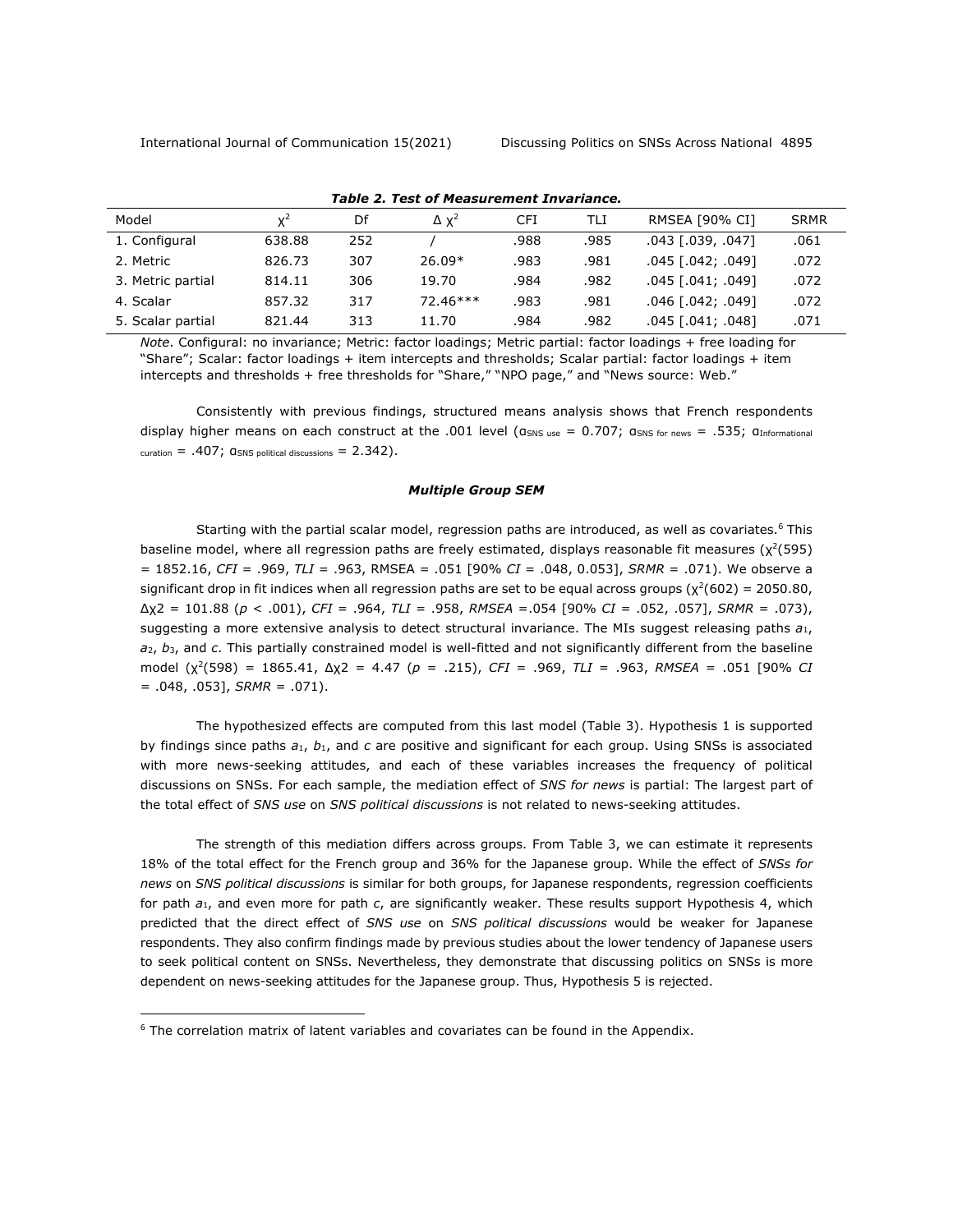***Table 2. Test of Measurement Invariance.***

| Model | $\chi^2$ | Df | $\Delta\ \chi^2$ | CFI | TLI | RMSEA [90% CI] | SRMR |
|---|---|---|---|---|---|---|---|
| 1. Configural | 638.88 | 252 | / | .988 | .985 | .043 [.039, .047] | .061 |
| 2. Metric | 826.73 | 307 | 26.09* | .983 | .981 | .045 [.042; .049] | .072 |
| 3. Metric partial | 814.11 | 306 | 19.70 | .984 | .982 | .045 [.041; .049] | .072 |
| 4. Scalar | 857.32 | 317 | 72.46*** | .983 | .981 | .046 [.042; .049] | .072 |
| 5. Scalar partial | 821.44 | 313 | 11.70 | .984 | .982 | .045 [.041; .048] | .071 |

*Note*. Configural: no invariance; Metric: factor loadings; Metric partial: factor loadings + free loading for "Share"; Scalar: factor loadings + item intercepts and thresholds; Scalar partial: factor loadings + item intercepts and thresholds + free thresholds for "Share," "NPO page," and "News source: Web."

Consistently with previous findings, structured means analysis shows that French respondents display higher means on each construct at the .001 level ($\alpha_{\text{SNS use}} = 0.707$; $\alpha_{\text{SNS for news}} = .535$; $\alpha_{\text{Informational curation}} = .407$; $\alpha_{\text{SNS political discussions}} = 2.342$).

### *Multiple Group SEM*

Starting with the partial scalar model, regression paths are introduced, as well as covariates.[6] This baseline model, where all regression paths are freely estimated, displays reasonable fit measures ($\chi^2(595) = 1852.16$, *CFI* = .969, *TLI* = .963, RMSEA = .051 [90% *CI* = .048, 0.053], *SRMR* = .071). We observe a significant drop in fit indices when all regression paths are set to be equal across groups ($\chi^2(602) = 2050.80$, $\Delta\chi2 = 101.88$ ($p < .001$), *CFI* = .964, *TLI* = .958, *RMSEA* =.054 [90% *CI* = .052, .057], *SRMR* = .073), suggesting a more extensive analysis to detect structural invariance. The MIs suggest releasing paths $a_1$, $a_2$, $b_3$, and *c*. This partially constrained model is well-fitted and not significantly different from the baseline model ($\chi^2(598) = 1865.41$, $\Delta\chi2 = 4.47$ ($p = .215$), *CFI* = .969, *TLI* = .963, *RMSEA* = .051 [90% *CI* = .048, .053], *SRMR* = .071).

The hypothesized effects are computed from this last model (Table 3). Hypothesis 1 is supported by findings since paths $a_1$, $b_1$, and *c* are positive and significant for each group. Using SNSs is associated with more news-seeking attitudes, and each of these variables increases the frequency of political discussions on SNSs. For each sample, the mediation effect of *SNS for news* is partial: The largest part of the total effect of *SNS use* on *SNS political discussions* is not related to news-seeking attitudes.

The strength of this mediation differs across groups. From Table 3, we can estimate it represents 18% of the total effect for the French group and 36% for the Japanese group. While the effect of *SNSs for news* on *SNS political discussions* is similar for both groups, for Japanese respondents, regression coefficients for path $a_1$, and even more for path *c*, are significantly weaker. These results support Hypothesis 4, which predicted that the direct effect of *SNS use* on *SNS political discussions* would be weaker for Japanese respondents. They also confirm findings made by previous studies about the lower tendency of Japanese users to seek political content on SNSs. Nevertheless, they demonstrate that discussing politics on SNSs is more dependent on news-seeking attitudes for the Japanese group. Thus, Hypothesis 5 is rejected.

[6] The correlation matrix of latent variables and covariates can be found in the Appendix.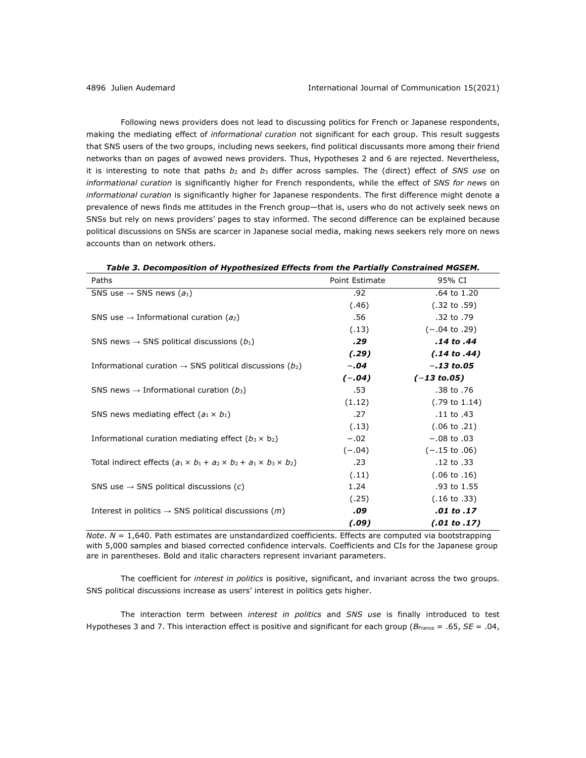Following news providers does not lead to discussing politics for French or Japanese respondents, making the mediating effect of *informational curation* not significant for each group. This result suggests that SNS users of the two groups, including news seekers, find political discussants more among their friend networks than on pages of avowed news providers. Thus, Hypotheses 2 and 6 are rejected. Nevertheless, it is interesting to note that paths $b_2$ and $b_3$ differ across samples. The (direct) effect of *SNS use* on *informational curation* is significantly higher for French respondents, while the effect of *SNS for news* on *informational curation* is significantly higher for Japanese respondents. The first difference might denote a prevalence of news finds me attitudes in the French group—that is, users who do not actively seek news on SNSs but rely on news providers' pages to stay informed. The second difference can be explained because political discussions on SNSs are scarcer in Japanese social media, making news seekers rely more on news accounts than on network others.

***Table 3. Decomposition of Hypothesized Effects from the Partially Constrained MGSEM.***

| Paths | Point Estimate | 95% CI |
|---|---|---|
| SNS use → SNS news ($a_1$) | .92 | .64 to 1.20 |
| | (.46) | (.32 to .59) |
| SNS use → Informational curation ($a_2$) | .56 | .32 to .79 |
| | (.13) | (−.04 to .29) |
| SNS news → SNS political discussions ($b_1$) | ***.29*** | ***.14 to .44*** |
| | ***(.29)*** | ***(.14 to .44)*** |
| Informational curation → SNS political discussions ($b_2$) | ***−.04*** | ***−.13 to.05*** |
| | ***(−.04)*** | ***(−13 to.05)*** |
| SNS news → Informational curation ($b_3$) | .53 | .38 to .76 |
| | (1.12) | (.79 to 1.14) |
| SNS news mediating effect ($a_1 \times b_1$) | .27 | .11 to .43 |
| | (.13) | (.06 to .21) |
| Informational curation mediating effect ($b_3 \times b_2$) | −.02 | −.08 to .03 |
| | (−.04) | (−.15 to .06) |
| Total indirect effects ($a_1 \times b_1 + a_2 \times b_2 + a_1 \times b_3 \times b_2$) | .23 | .12 to .33 |
| | (.11) | (.06 to .16) |
| SNS use → SNS political discussions ($c$) | 1.24 | .93 to 1.55 |
| | (.25) | (.16 to .33) |
| Interest in politics → SNS political discussions ($m$) | ***.09*** | ***.01 to .17*** |
| | ***(.09)*** | ***(.01 to .17)*** |

*Note*. $N$ = 1,640. Path estimates are unstandardized coefficients. Effects are computed via bootstrapping with 5,000 samples and biased corrected confidence intervals. Coefficients and CIs for the Japanese group are in parentheses. Bold and italic characters represent invariant parameters.

The coefficient for *interest in politics* is positive, significant, and invariant across the two groups. SNS political discussions increase as users' interest in politics gets higher.

The interaction term between *interest in politics* and *SNS use* is finally introduced to test Hypotheses 3 and 7. This interaction effect is positive and significant for each group ($B_{\text{France}}$ = .65, $SE$ = .04,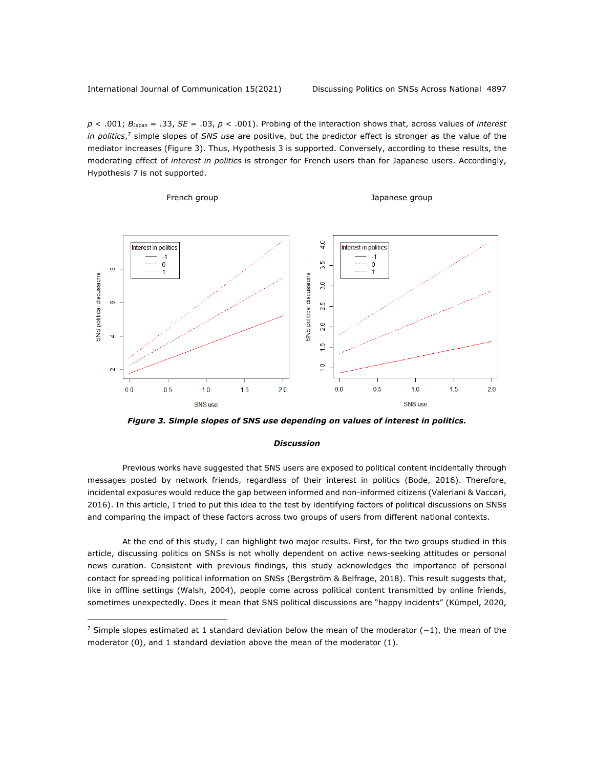$p$ < .001; $B_{Japan}$ = .33, *SE* = .03, $p$ < .001). Probing of the interaction shows that, across values of *interest in politics*,[7] simple slopes of *SNS use* are positive, but the predictor effect is stronger as the value of the mediator increases (Figure 3). Thus, Hypothesis 3 is supported. Conversely, according to these results, the moderating effect of *interest in politics* is stronger for French users than for Japanese users. Accordingly, Hypothesis 7 is not supported.

***Figure 3. Simple slopes of SNS use depending on values of interest in politics.***

### *Discussion*

Previous works have suggested that SNS users are exposed to political content incidentally through messages posted by network friends, regardless of their interest in politics (Bode, 2016). Therefore, incidental exposures would reduce the gap between informed and non-informed citizens (Valeriani & Vaccari, 2016). In this article, I tried to put this idea to the test by identifying factors of political discussions on SNSs and comparing the impact of these factors across two groups of users from different national contexts.

At the end of this study, I can highlight two major results. First, for the two groups studied in this article, discussing politics on SNSs is not wholly dependent on active news-seeking attitudes or personal news curation. Consistent with previous findings, this study acknowledges the importance of personal contact for spreading political information on SNSs (Bergström & Belfrage, 2018). This result suggests that, like in offline settings (Walsh, 2004), people come across political content transmitted by online friends, sometimes unexpectedly. Does it mean that SNS political discussions are "happy incidents" (Kümpel, 2020,

---

[7] Simple slopes estimated at 1 standard deviation below the mean of the moderator (−1), the mean of the moderator (0), and 1 standard deviation above the mean of the moderator (1).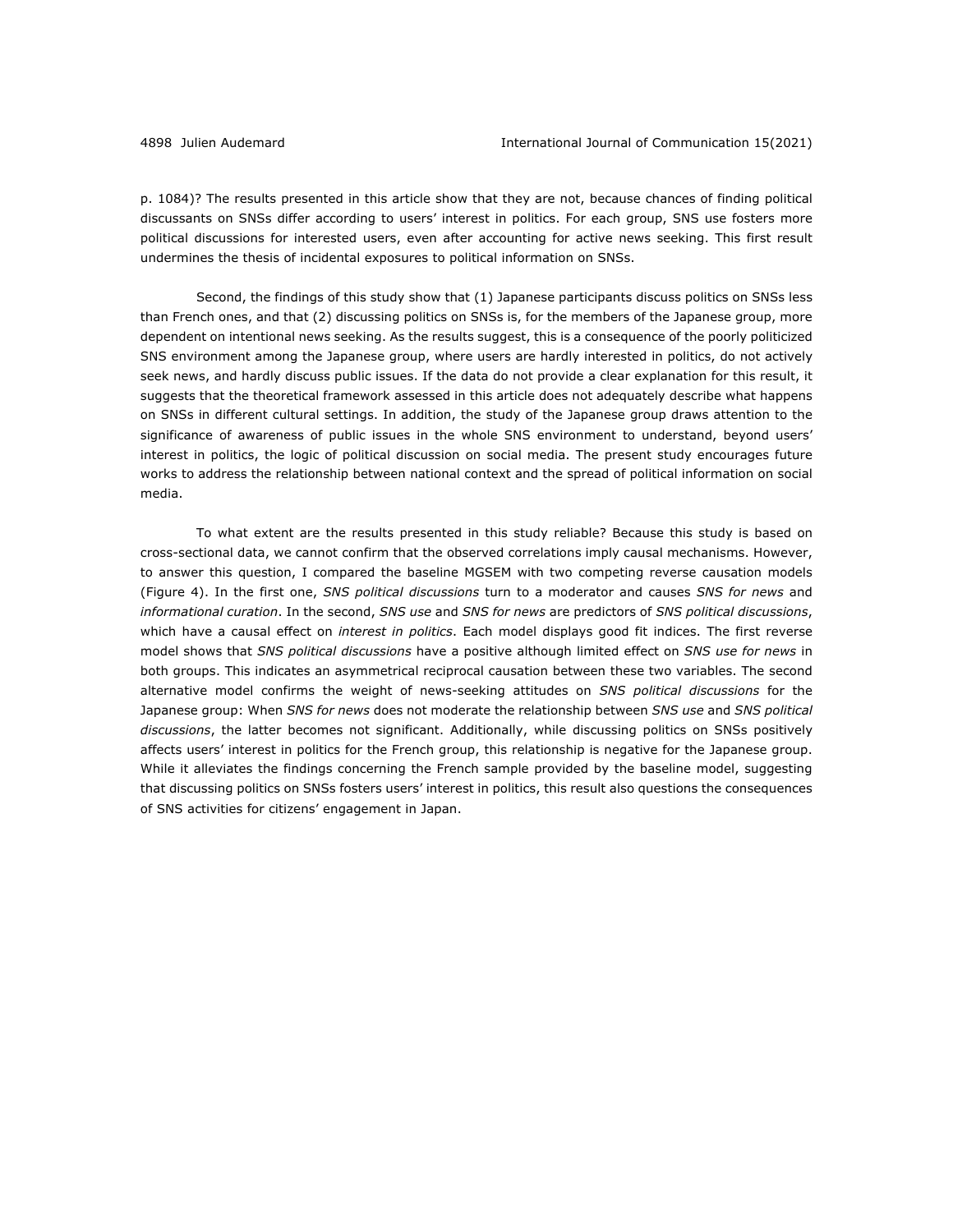p. 1084)? The results presented in this article show that they are not, because chances of finding political discussants on SNSs differ according to users' interest in politics. For each group, SNS use fosters more political discussions for interested users, even after accounting for active news seeking. This first result undermines the thesis of incidental exposures to political information on SNSs.

Second, the findings of this study show that (1) Japanese participants discuss politics on SNSs less than French ones, and that (2) discussing politics on SNSs is, for the members of the Japanese group, more dependent on intentional news seeking. As the results suggest, this is a consequence of the poorly politicized SNS environment among the Japanese group, where users are hardly interested in politics, do not actively seek news, and hardly discuss public issues. If the data do not provide a clear explanation for this result, it suggests that the theoretical framework assessed in this article does not adequately describe what happens on SNSs in different cultural settings. In addition, the study of the Japanese group draws attention to the significance of awareness of public issues in the whole SNS environment to understand, beyond users' interest in politics, the logic of political discussion on social media. The present study encourages future works to address the relationship between national context and the spread of political information on social media.

To what extent are the results presented in this study reliable? Because this study is based on cross-sectional data, we cannot confirm that the observed correlations imply causal mechanisms. However, to answer this question, I compared the baseline MGSEM with two competing reverse causation models (Figure 4). In the first one, *SNS political discussions* turn to a moderator and causes *SNS for news* and *informational curation*. In the second, *SNS use* and *SNS for news* are predictors of *SNS political discussions*, which have a causal effect on *interest in politics*. Each model displays good fit indices. The first reverse model shows that *SNS political discussions* have a positive although limited effect on *SNS use for news* in both groups. This indicates an asymmetrical reciprocal causation between these two variables. The second alternative model confirms the weight of news-seeking attitudes on *SNS political discussions* for the Japanese group: When *SNS for news* does not moderate the relationship between *SNS use* and *SNS political discussions*, the latter becomes not significant. Additionally, while discussing politics on SNSs positively affects users' interest in politics for the French group, this relationship is negative for the Japanese group. While it alleviates the findings concerning the French sample provided by the baseline model, suggesting that discussing politics on SNSs fosters users' interest in politics, this result also questions the consequences of SNS activities for citizens' engagement in Japan.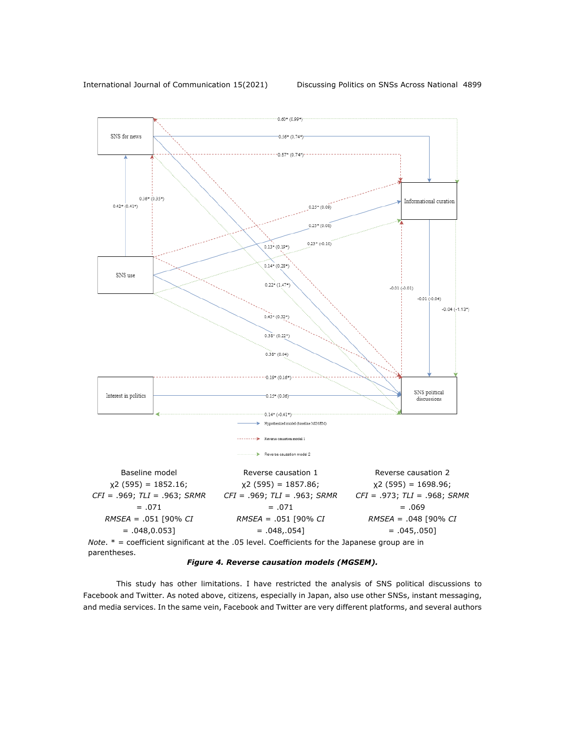| Baseline model | Reverse causation 1 | Reverse causation 2 |
| --- | --- | --- |
| χ2 (595) = 1852.16; *CFI* = .969; *TLI* = .963; *SRMR* = .071 *RMSEA* = .051 [90% *CI* = .048,0.053] | χ2 (595) = 1857.86; *CFI* = .969; *TLI* = .963; *SRMR* = .071 *RMSEA* = .051 [90% *CI* = .048,.054] | χ2 (595) = 1698.96; *CFI* = .973; *TLI* = .968; *SRMR* = .069 *RMSEA* = .048 [90% *CI* = .045,.050] |

*Note*. * = coefficient significant at the .05 level. Coefficients for the Japanese group are in parentheses.

***Figure 4. Reverse causation models (MGSEM).***

This study has other limitations. I have restricted the analysis of SNS political discussions to Facebook and Twitter. As noted above, citizens, especially in Japan, also use other SNSs, instant messaging, and media services. In the same vein, Facebook and Twitter are very different platforms, and several authors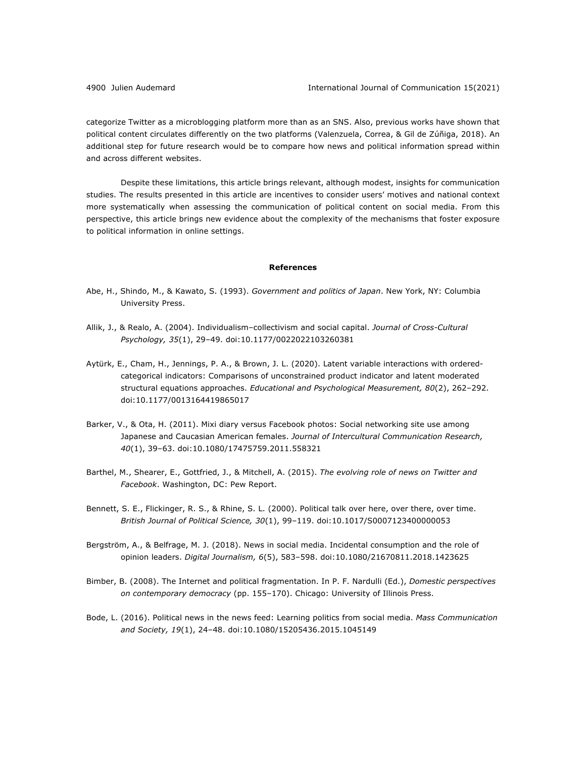categorize Twitter as a microblogging platform more than as an SNS. Also, previous works have shown that political content circulates differently on the two platforms (Valenzuela, Correa, & Gil de Zúñiga, 2018). An additional step for future research would be to compare how news and political information spread within and across different websites.

Despite these limitations, this article brings relevant, although modest, insights for communication studies. The results presented in this article are incentives to consider users' motives and national context more systematically when assessing the communication of political content on social media. From this perspective, this article brings new evidence about the complexity of the mechanisms that foster exposure to political information in online settings.

## References

Abe, H., Shindo, M., & Kawato, S. (1993). *Government and politics of Japan*. New York, NY: Columbia University Press.

Allik, J., & Realo, A. (2004). Individualism–collectivism and social capital. *Journal of Cross-Cultural Psychology, 35*(1), 29–49. doi:10.1177/0022022103260381

Aytürk, E., Cham, H., Jennings, P. A., & Brown, J. L. (2020). Latent variable interactions with ordered-categorical indicators: Comparisons of unconstrained product indicator and latent moderated structural equations approaches. *Educational and Psychological Measurement, 80*(2), 262–292. doi:10.1177/0013164419865017

Barker, V., & Ota, H. (2011). Mixi diary versus Facebook photos: Social networking site use among Japanese and Caucasian American females. *Journal of Intercultural Communication Research, 40*(1), 39–63. doi:10.1080/17475759.2011.558321

Barthel, M., Shearer, E., Gottfried, J., & Mitchell, A. (2015). *The evolving role of news on Twitter and Facebook*. Washington, DC: Pew Report.

Bennett, S. E., Flickinger, R. S., & Rhine, S. L. (2000). Political talk over here, over there, over time. *British Journal of Political Science, 30*(1), 99–119. doi:10.1017/S0007123400000053

Bergström, A., & Belfrage, M. J. (2018). News in social media. Incidental consumption and the role of opinion leaders. *Digital Journalism, 6*(5), 583–598. doi:10.1080/21670811.2018.1423625

Bimber, B. (2008). The Internet and political fragmentation. In P. F. Nardulli (Ed.), *Domestic perspectives on contemporary democracy* (pp. 155–170). Chicago: University of Illinois Press.

Bode, L. (2016). Political news in the news feed: Learning politics from social media. *Mass Communication and Society, 19*(1), 24–48. doi:10.1080/15205436.2015.1045149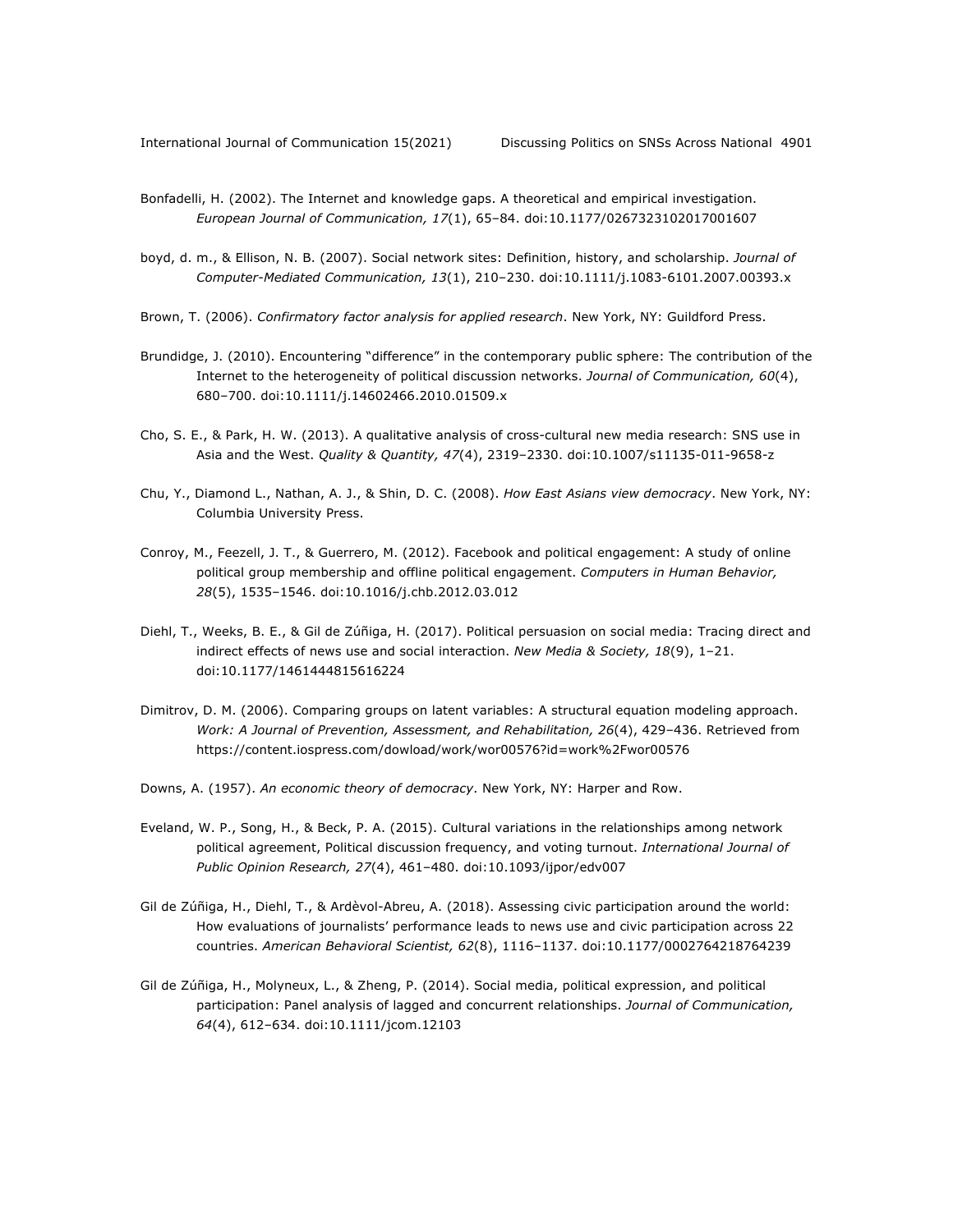Bonfadelli, H. (2002). The Internet and knowledge gaps. A theoretical and empirical investigation. *European Journal of Communication, 17*(1), 65–84. doi:10.1177/0267323102017001607

boyd, d. m., & Ellison, N. B. (2007). Social network sites: Definition, history, and scholarship. *Journal of Computer-Mediated Communication, 13*(1), 210–230. doi:10.1111/j.1083-6101.2007.00393.x

Brown, T. (2006). *Confirmatory factor analysis for applied research*. New York, NY: Guildford Press.

Brundidge, J. (2010). Encountering "difference" in the contemporary public sphere: The contribution of the Internet to the heterogeneity of political discussion networks. *Journal of Communication, 60*(4), 680–700. doi:10.1111/j.14602466.2010.01509.x

Cho, S. E., & Park, H. W. (2013). A qualitative analysis of cross-cultural new media research: SNS use in Asia and the West. *Quality & Quantity, 47*(4), 2319–2330. doi:10.1007/s11135-011-9658-z

Chu, Y., Diamond L., Nathan, A. J., & Shin, D. C. (2008). *How East Asians view democracy*. New York, NY: Columbia University Press.

Conroy, M., Feezell, J. T., & Guerrero, M. (2012). Facebook and political engagement: A study of online political group membership and offline political engagement. *Computers in Human Behavior, 28*(5), 1535–1546. doi:10.1016/j.chb.2012.03.012

Diehl, T., Weeks, B. E., & Gil de Zúñiga, H. (2017). Political persuasion on social media: Tracing direct and indirect effects of news use and social interaction. *New Media & Society, 18*(9), 1–21. doi:10.1177/1461444815616224

Dimitrov, D. M. (2006). Comparing groups on latent variables: A structural equation modeling approach. *Work: A Journal of Prevention, Assessment, and Rehabilitation, 26*(4), 429–436. Retrieved from https://content.iospress.com/dowload/work/wor00576?id=work%2Fwor00576

Downs, A. (1957). *An economic theory of democracy*. New York, NY: Harper and Row.

Eveland, W. P., Song, H., & Beck, P. A. (2015). Cultural variations in the relationships among network political agreement, Political discussion frequency, and voting turnout. *International Journal of Public Opinion Research, 27*(4), 461–480. doi:10.1093/ijpor/edv007

Gil de Zúñiga, H., Diehl, T., & Ardèvol-Abreu, A. (2018). Assessing civic participation around the world: How evaluations of journalists' performance leads to news use and civic participation across 22 countries. *American Behavioral Scientist, 62*(8), 1116–1137. doi:10.1177/0002764218764239

Gil de Zúñiga, H., Molyneux, L., & Zheng, P. (2014). Social media, political expression, and political participation: Panel analysis of lagged and concurrent relationships. *Journal of Communication, 64*(4), 612–634. doi:10.1111/jcom.12103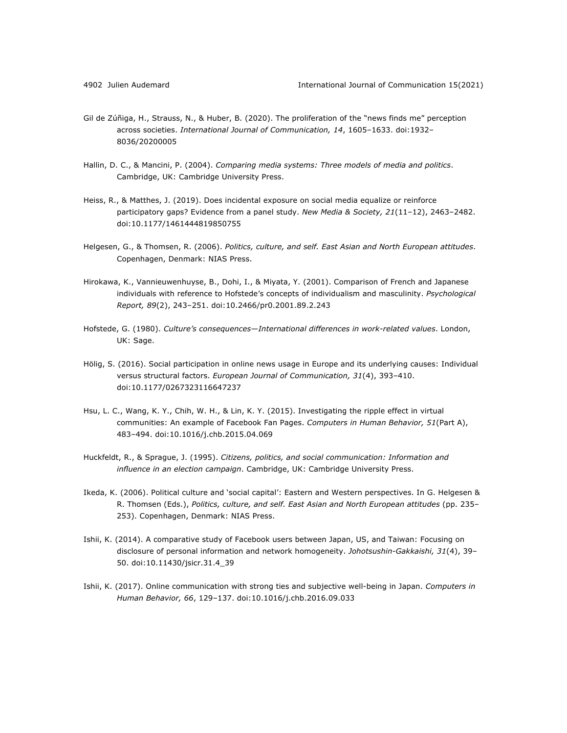Gil de Zúñiga, H., Strauss, N., & Huber, B. (2020). The proliferation of the "news finds me" perception across societies. *International Journal of Communication, 14*, 1605–1633. doi:1932–8036/20200005

Hallin, D. C., & Mancini, P. (2004). *Comparing media systems: Three models of media and politics*. Cambridge, UK: Cambridge University Press.

Heiss, R., & Matthes, J. (2019). Does incidental exposure on social media equalize or reinforce participatory gaps? Evidence from a panel study. *New Media & Society, 21*(11–12), 2463–2482. doi:10.1177/1461444819850755

Helgesen, G., & Thomsen, R. (2006). *Politics, culture, and self. East Asian and North European attitudes*. Copenhagen, Denmark: NIAS Press.

Hirokawa, K., Vannieuwenhuyse, B., Dohi, I., & Miyata, Y. (2001). Comparison of French and Japanese individuals with reference to Hofstede's concepts of individualism and masculinity. *Psychological Report, 89*(2), 243–251. doi:10.2466/pr0.2001.89.2.243

Hofstede, G. (1980). *Culture's consequences—International differences in work-related values*. London, UK: Sage.

Hölig, S. (2016). Social participation in online news usage in Europe and its underlying causes: Individual versus structural factors. *European Journal of Communication, 31*(4), 393–410. doi:10.1177/0267323116647237

Hsu, L. C., Wang, K. Y., Chih, W. H., & Lin, K. Y. (2015). Investigating the ripple effect in virtual communities: An example of Facebook Fan Pages. *Computers in Human Behavior, 51*(Part A), 483–494. doi:10.1016/j.chb.2015.04.069

Huckfeldt, R., & Sprague, J. (1995). *Citizens, politics, and social communication: Information and influence in an election campaign*. Cambridge, UK: Cambridge University Press.

Ikeda, K. (2006). Political culture and 'social capital': Eastern and Western perspectives. In G. Helgesen & R. Thomsen (Eds.), *Politics, culture, and self. East Asian and North European attitudes* (pp. 235–253). Copenhagen, Denmark: NIAS Press.

Ishii, K. (2014). A comparative study of Facebook users between Japan, US, and Taiwan: Focusing on disclosure of personal information and network homogeneity. *Johotsushin-Gakkaishi, 31*(4), 39–50. doi:10.11430/jsicr.31.4_39

Ishii, K. (2017). Online communication with strong ties and subjective well-being in Japan. *Computers in Human Behavior, 66*, 129–137. doi:10.1016/j.chb.2016.09.033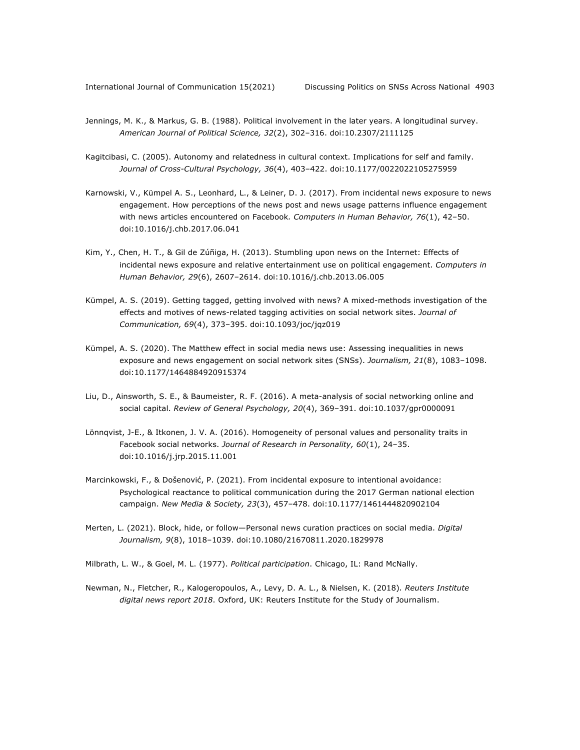Jennings, M. K., & Markus, G. B. (1988). Political involvement in the later years. A longitudinal survey. *American Journal of Political Science, 32*(2), 302–316. doi:10.2307/2111125

Kagitcibasi, C. (2005). Autonomy and relatedness in cultural context. Implications for self and family. *Journal of Cross-Cultural Psychology, 36*(4), 403–422. doi:10.1177/0022022105275959

Karnowski, V., Kümpel A. S., Leonhard, L., & Leiner, D. J. (2017). From incidental news exposure to news engagement. How perceptions of the news post and news usage patterns influence engagement with news articles encountered on Facebook. *Computers in Human Behavior, 76*(1), 42–50. doi:10.1016/j.chb.2017.06.041

Kim, Y., Chen, H. T., & Gil de Zúñiga, H. (2013). Stumbling upon news on the Internet: Effects of incidental news exposure and relative entertainment use on political engagement. *Computers in Human Behavior, 29*(6), 2607–2614. doi:10.1016/j.chb.2013.06.005

Kümpel, A. S. (2019). Getting tagged, getting involved with news? A mixed-methods investigation of the effects and motives of news-related tagging activities on social network sites. *Journal of Communication, 69*(4), 373–395. doi:10.1093/joc/jqz019

Kümpel, A. S. (2020). The Matthew effect in social media news use: Assessing inequalities in news exposure and news engagement on social network sites (SNSs). *Journalism, 21*(8), 1083–1098. doi:10.1177/1464884920915374

Liu, D., Ainsworth, S. E., & Baumeister, R. F. (2016). A meta-analysis of social networking online and social capital. *Review of General Psychology, 20*(4), 369–391. doi:10.1037/gpr0000091

Lönnqvist, J-E., & Itkonen, J. V. A. (2016). Homogeneity of personal values and personality traits in Facebook social networks. *Journal of Research in Personality, 60*(1), 24–35. doi:10.1016/j.jrp.2015.11.001

Marcinkowski, F., & Došenović, P. (2021). From incidental exposure to intentional avoidance: Psychological reactance to political communication during the 2017 German national election campaign. *New Media & Society, 23*(3), 457–478. doi:10.1177/1461444820902104

Merten, L. (2021). Block, hide, or follow—Personal news curation practices on social media. *Digital Journalism, 9*(8), 1018–1039. doi:10.1080/21670811.2020.1829978

Milbrath, L. W., & Goel, M. L. (1977). *Political participation*. Chicago, IL: Rand McNally.

Newman, N., Fletcher, R., Kalogeropoulos, A., Levy, D. A. L., & Nielsen, K. (2018). *Reuters Institute digital news report 2018*. Oxford, UK: Reuters Institute for the Study of Journalism.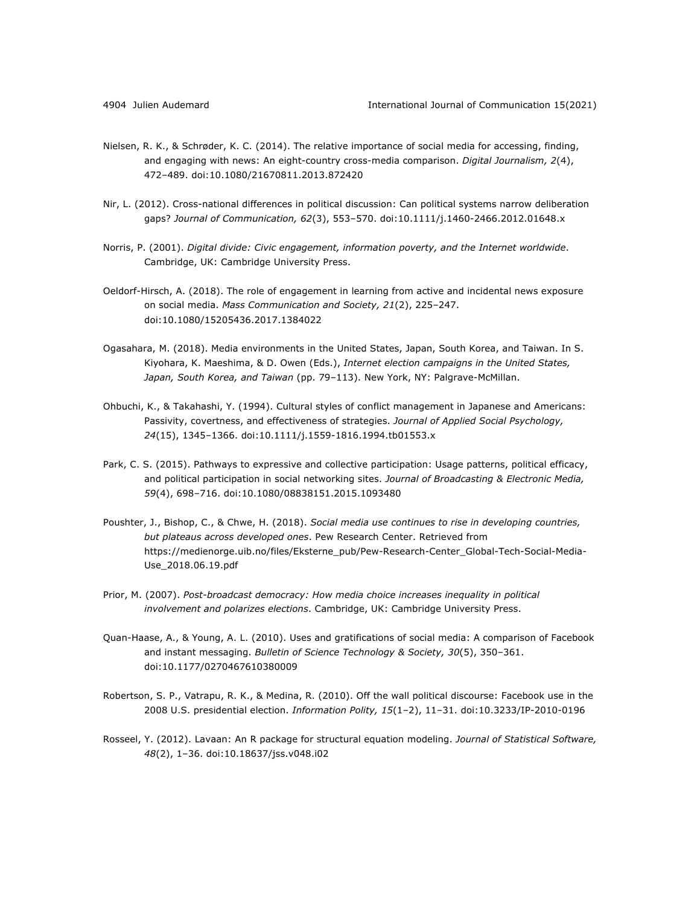Nielsen, R. K., & Schrøder, K. C. (2014). The relative importance of social media for accessing, finding, and engaging with news: An eight-country cross-media comparison. *Digital Journalism, 2*(4), 472–489. doi:10.1080/21670811.2013.872420

Nir, L. (2012). Cross-national differences in political discussion: Can political systems narrow deliberation gaps? *Journal of Communication, 62*(3), 553–570. doi:10.1111/j.1460-2466.2012.01648.x

Norris, P. (2001). *Digital divide: Civic engagement, information poverty, and the Internet worldwide*. Cambridge, UK: Cambridge University Press.

Oeldorf-Hirsch, A. (2018). The role of engagement in learning from active and incidental news exposure on social media. *Mass Communication and Society, 21*(2), 225–247. doi:10.1080/15205436.2017.1384022

Ogasahara, M. (2018). Media environments in the United States, Japan, South Korea, and Taiwan. In S. Kiyohara, K. Maeshima, & D. Owen (Eds.), *Internet election campaigns in the United States, Japan, South Korea, and Taiwan* (pp. 79–113). New York, NY: Palgrave-McMillan.

Ohbuchi, K., & Takahashi, Y. (1994). Cultural styles of conflict management in Japanese and Americans: Passivity, covertness, and effectiveness of strategies. *Journal of Applied Social Psychology, 24*(15), 1345–1366. doi:10.1111/j.1559-1816.1994.tb01553.x

Park, C. S. (2015). Pathways to expressive and collective participation: Usage patterns, political efficacy, and political participation in social networking sites. *Journal of Broadcasting & Electronic Media, 59*(4), 698–716. doi:10.1080/08838151.2015.1093480

Poushter, J., Bishop, C., & Chwe, H. (2018). *Social media use continues to rise in developing countries, but plateaus across developed ones*. Pew Research Center. Retrieved from https://medienorge.uib.no/files/Eksterne_pub/Pew-Research-Center_Global-Tech-Social-Media-Use_2018.06.19.pdf

Prior, M. (2007). *Post-broadcast democracy: How media choice increases inequality in political involvement and polarizes elections*. Cambridge, UK: Cambridge University Press.

Quan-Haase, A., & Young, A. L. (2010). Uses and gratifications of social media: A comparison of Facebook and instant messaging. *Bulletin of Science Technology & Society, 30*(5), 350–361. doi:10.1177/0270467610380009

Robertson, S. P., Vatrapu, R. K., & Medina, R. (2010). Off the wall political discourse: Facebook use in the 2008 U.S. presidential election. *Information Polity, 15*(1–2), 11–31. doi:10.3233/IP-2010-0196

Rosseel, Y. (2012). Lavaan: An R package for structural equation modeling. *Journal of Statistical Software, 48*(2), 1–36. doi:10.18637/jss.v048.i02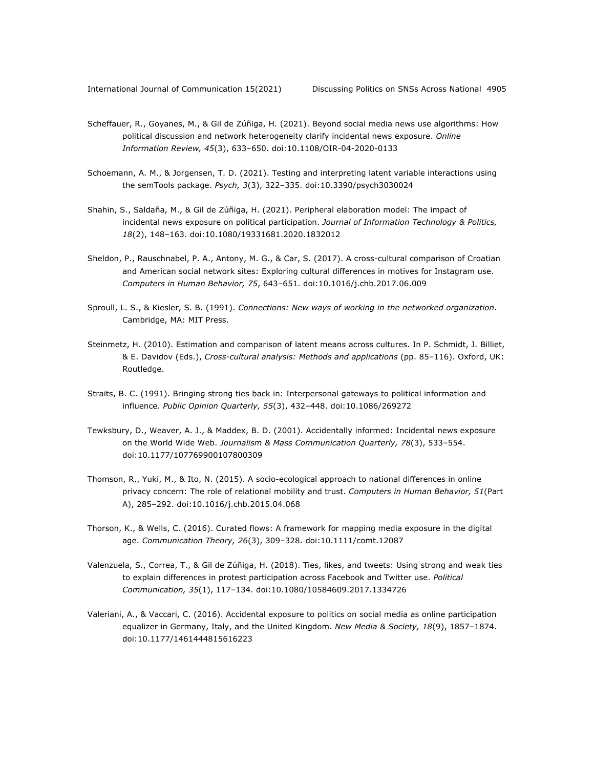Scheffauer, R., Goyanes, M., & Gil de Zúñiga, H. (2021). Beyond social media news use algorithms: How political discussion and network heterogeneity clarify incidental news exposure. *Online Information Review, 45*(3), 633–650. doi:10.1108/OIR-04-2020-0133

Schoemann, A. M., & Jorgensen, T. D. (2021). Testing and interpreting latent variable interactions using the semTools package. *Psych, 3*(3), 322–335. doi:10.3390/psych3030024

Shahin, S., Saldaña, M., & Gil de Zúñiga, H. (2021). Peripheral elaboration model: The impact of incidental news exposure on political participation. *Journal of Information Technology & Politics, 18*(2), 148–163. doi:10.1080/19331681.2020.1832012

Sheldon, P., Rauschnabel, P. A., Antony, M. G., & Car, S. (2017). A cross-cultural comparison of Croatian and American social network sites: Exploring cultural differences in motives for Instagram use. *Computers in Human Behavior, 75*, 643–651. doi:10.1016/j.chb.2017.06.009

Sproull, L. S., & Kiesler, S. B. (1991). *Connections: New ways of working in the networked organization*. Cambridge, MA: MIT Press.

Steinmetz, H. (2010). Estimation and comparison of latent means across cultures. In P. Schmidt, J. Billiet, & E. Davidov (Eds.), *Cross-cultural analysis: Methods and applications* (pp. 85–116). Oxford, UK: Routledge.

Straits, B. C. (1991). Bringing strong ties back in: Interpersonal gateways to political information and influence. *Public Opinion Quarterly, 55*(3), 432–448. doi:10.1086/269272

Tewksbury, D., Weaver, A. J., & Maddex, B. D. (2001). Accidentally informed: Incidental news exposure on the World Wide Web. *Journalism & Mass Communication Quarterly, 78*(3), 533–554. doi:10.1177/107769900107800309

Thomson, R., Yuki, M., & Ito, N. (2015). A socio-ecological approach to national differences in online privacy concern: The role of relational mobility and trust. *Computers in Human Behavior, 51*(Part A), 285–292. doi:10.1016/j.chb.2015.04.068

Thorson, K., & Wells, C. (2016). Curated flows: A framework for mapping media exposure in the digital age. *Communication Theory, 26*(3), 309–328. doi:10.1111/comt.12087

Valenzuela, S., Correa, T., & Gil de Zúñiga, H. (2018). Ties, likes, and tweets: Using strong and weak ties to explain differences in protest participation across Facebook and Twitter use. *Political Communication, 35*(1), 117–134. doi:10.1080/10584609.2017.1334726

Valeriani, A., & Vaccari, C. (2016). Accidental exposure to politics on social media as online participation equalizer in Germany, Italy, and the United Kingdom. *New Media & Society, 18*(9), 1857–1874. doi:10.1177/1461444815616223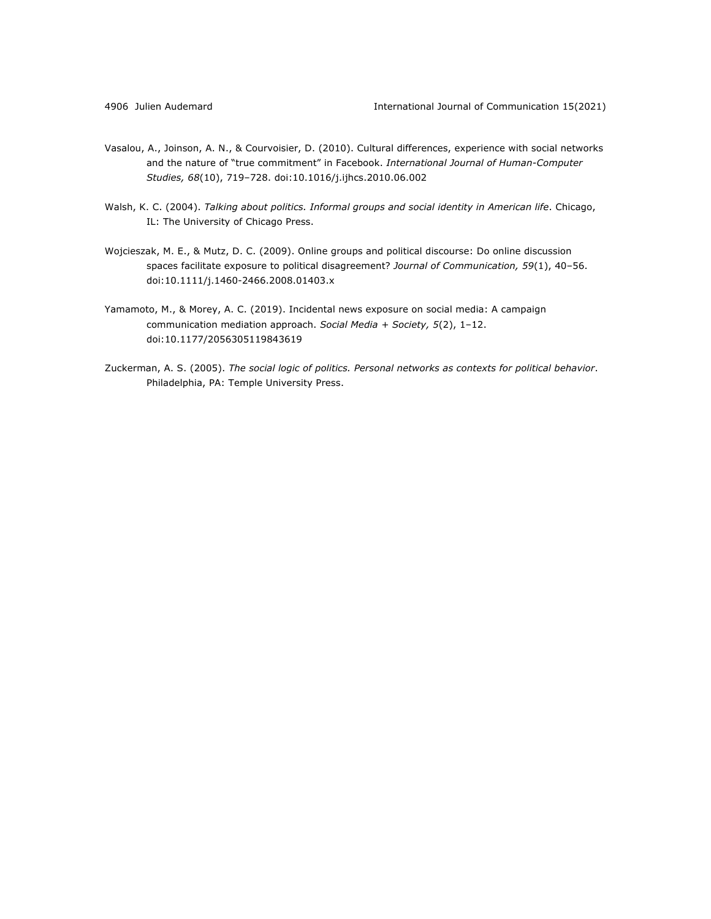Vasalou, A., Joinson, A. N., & Courvoisier, D. (2010). Cultural differences, experience with social networks and the nature of “true commitment” in Facebook. *International Journal of Human-Computer Studies, 68*(10), 719–728. doi:10.1016/j.ijhcs.2010.06.002

Walsh, K. C. (2004). *Talking about politics. Informal groups and social identity in American life*. Chicago, IL: The University of Chicago Press.

Wojcieszak, M. E., & Mutz, D. C. (2009). Online groups and political discourse: Do online discussion spaces facilitate exposure to political disagreement? *Journal of Communication, 59*(1), 40–56. doi:10.1111/j.1460-2466.2008.01403.x

Yamamoto, M., & Morey, A. C. (2019). Incidental news exposure on social media: A campaign communication mediation approach. *Social Media + Society, 5*(2), 1–12. doi:10.1177/2056305119843619

Zuckerman, A. S. (2005). *The social logic of politics. Personal networks as contexts for political behavior*. Philadelphia, PA: Temple University Press.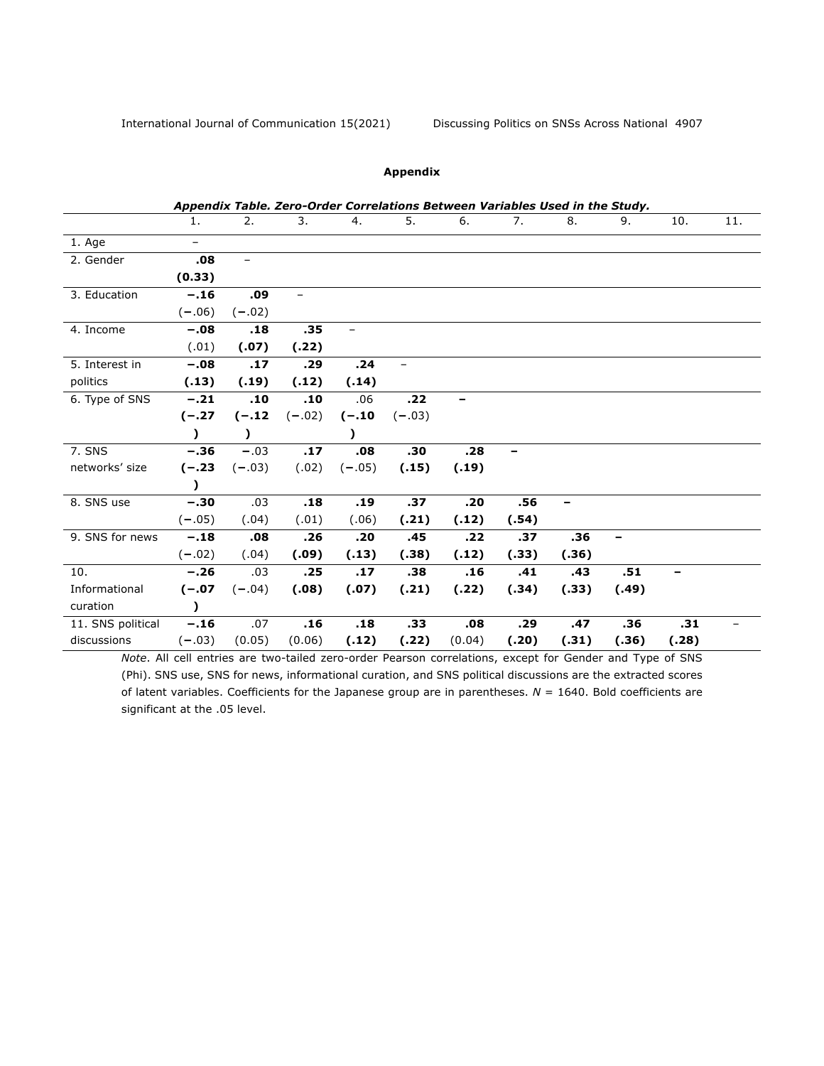## Appendix

***Appendix Table. Zero-Order Correlations Between Variables Used in the Study.***

| | 1. | 2. | 3. | 4. | 5. | 6. | 7. | 8. | 9. | 10. | 11. |
|---|---|---|---|---|---|---|---|---|---|---|---|
| 1. Age | – | | | | | | | | | | |
| 2. Gender | **.08 (0.33)** | – | | | | | | | | | |
| 3. Education | **−.16** (−.06) | **.09** (−.02) | – | | | | | | | | |
| 4. Income | **−.08** (.01) | **.18 (.07)** | **.35 (.22)** | – | | | | | | | |
| 5. Interest in politics | **−.08 (.13)** | **.17 (.19)** | **.29 (.12)** | **.24 (.14)** | – | | | | | | |
| 6. Type of SNS | **−.21 (−.27)** | **.10 (−.12)** | **.10** (−.02) | .06 **(−.10)** | **.22** (−.03) | **–** | | | | | |
| 7. SNS networks' size | **−.36 (−.23)** | **−**.03 (−.03) | **.17** (.02) | **.08** (−.05) | **.30 (.15)** | **.28 (.19)** | **–** | | | | |
| 8. SNS use | **−.30** (−.05) | .03 (.04) | **.18** (.01) | **.19** (.06) | **.37 (.21)** | **.20 (.12)** | **.56 (.54)** | **–** | | | |
| 9. SNS for news | **−.18** (−.02) | **.08** (.04) | **.26 (.09)** | **.20 (.13)** | **.45 (.38)** | **.22 (.12)** | **.37 (.33)** | **.36 (.36)** | **–** | | |
| 10. Informational curation | **−.26 (−.07)** | .03 (−.04) | **.25 (.08)** | **.17 (.07)** | **.38 (.21)** | **.16 (.22)** | **.41 (.34)** | **.43 (.33)** | **.51 (.49)** | **–** | |
| 11. SNS political discussions | **−.16** (−.03) | .07 (0.05) | **.16** (0.06) | **.18 (.12)** | **.33 (.22)** | **.08** (0.04) | **.29 (.20)** | **.47 (.31)** | **.36 (.36)** | **.31 (.28)** | – |

*Note*. All cell entries are two-tailed zero-order Pearson correlations, except for Gender and Type of SNS (Phi). SNS use, SNS for news, informational curation, and SNS political discussions are the extracted scores of latent variables. Coefficients for the Japanese group are in parentheses. *N* = 1640. Bold coefficients are significant at the .05 level.